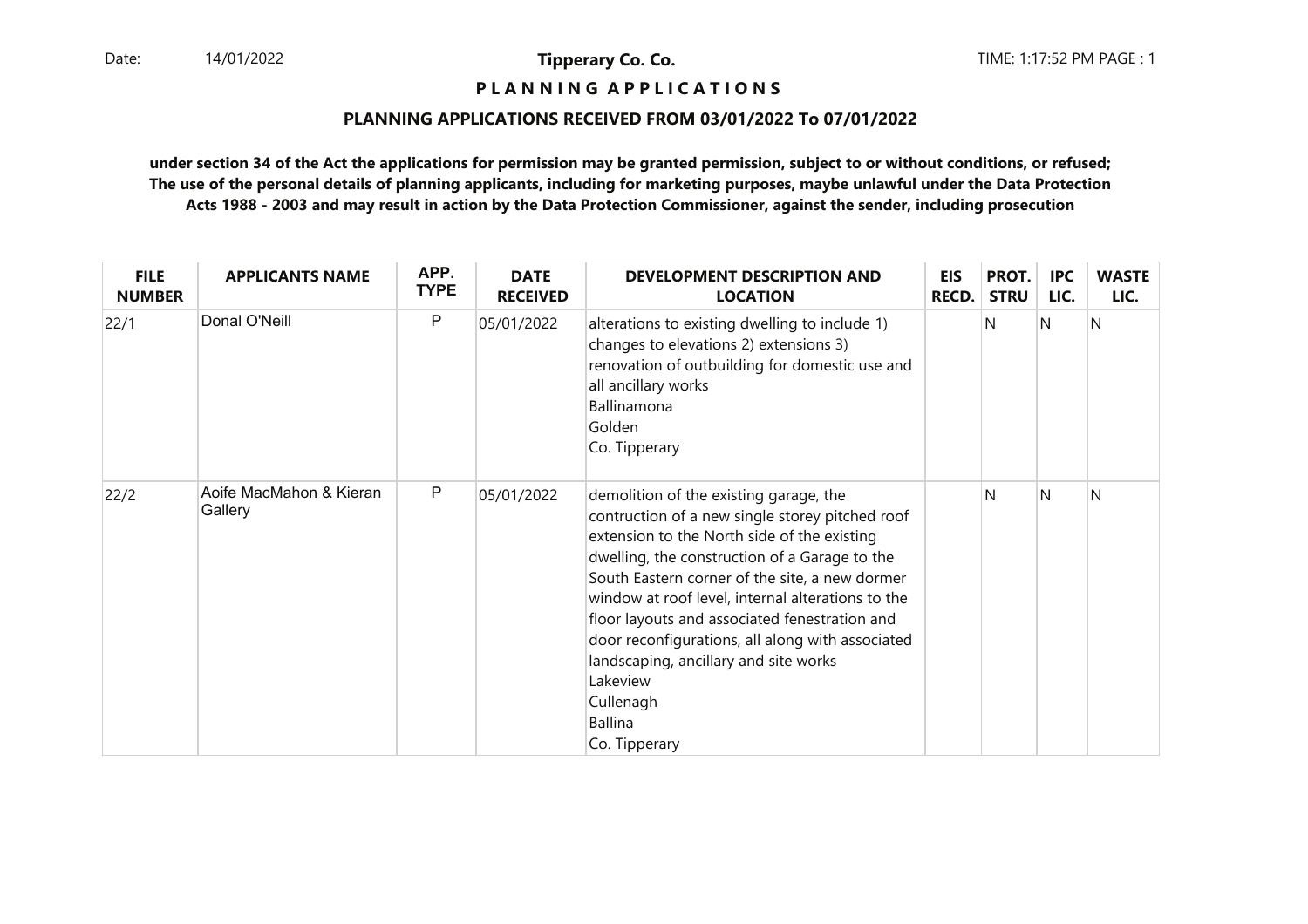**Tipperary Co. Co.**

**P L A N N I N G   A P P L I C A T I O N S**

**PLANNING APPLICATIONS RECEIVED FROM 03/01/2022 To 07/01/2022**

**under section 34 of the Act the applications for permission may be granted permission, subject to or without conditions, or refused; The use of the personal details of planning applicants, including for marketing purposes, maybe unlawful under the Data Protection Acts 1988 - 2003 and may result in action by the Data Protection Commissioner, against the sender, including prosecution**

| FILE NUMBER | APPLICANTS NAME | APP. TYPE | DATE RECEIVED | DEVELOPMENT DESCRIPTION AND LOCATION | EIS RECD. | PROT. STRU | IPC LIC. | WASTE LIC. |
|---|---|---|---|---|---|---|---|---|
| 22/1 | Donal O'Neill | P | 05/01/2022 | alterations to existing dwelling to include 1) changes to elevations 2) extensions 3) renovation of outbuilding for domestic use and all ancillary works<br>Ballinamona<br>Golden<br>Co. Tipperary | | N | N | N |
| 22/2 | Aoife MacMahon & Kieran Gallery | P | 05/01/2022 | demolition of the existing garage, the contruction of a new single storey pitched roof extension to the North side of the existing dwelling, the construction of a Garage to the South Eastern corner of the site, a new dormer window at roof level, internal alterations to the floor layouts and associated fenestration and door reconfigurations, all along with associated landscaping, ancillary and site works<br>Lakeview<br>Cullenagh<br>Ballina<br>Co. Tipperary | | N | N | N |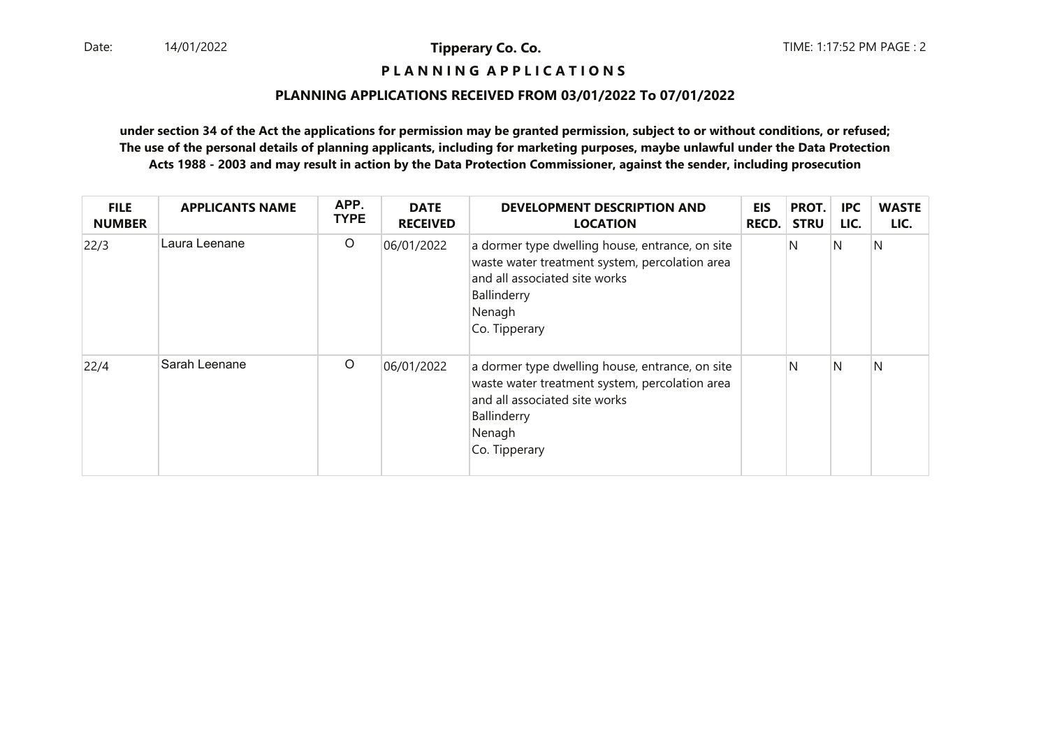**P L A N N I N G  A P P L I C A T I O N S**

**PLANNING APPLICATIONS RECEIVED FROM 03/01/2022 To 07/01/2022**

**under section 34 of the Act the applications for permission may be granted permission, subject to or without conditions, or refused; The use of the personal details of planning applicants, including for marketing purposes, maybe unlawful under the Data Protection Acts 1988 - 2003 and may result in action by the Data Protection Commissioner, against the sender, including prosecution**

| FILE NUMBER | APPLICANTS NAME | APP. TYPE | DATE RECEIVED | DEVELOPMENT DESCRIPTION AND LOCATION | EIS RECD. | PROT. STRU | IPC LIC. | WASTE LIC. |
|---|---|---|---|---|---|---|---|---|
| 22/3 | Laura Leenane | O | 06/01/2022 | a dormer type dwelling house, entrance, on site waste water treatment system, percolation area and all associated site works<br>Ballinderry<br>Nenagh<br>Co. Tipperary | | N | N | N |
| 22/4 | Sarah Leenane | O | 06/01/2022 | a dormer type dwelling house, entrance, on site waste water treatment system, percolation area and all associated site works<br>Ballinderry<br>Nenagh<br>Co. Tipperary | | N | N | N |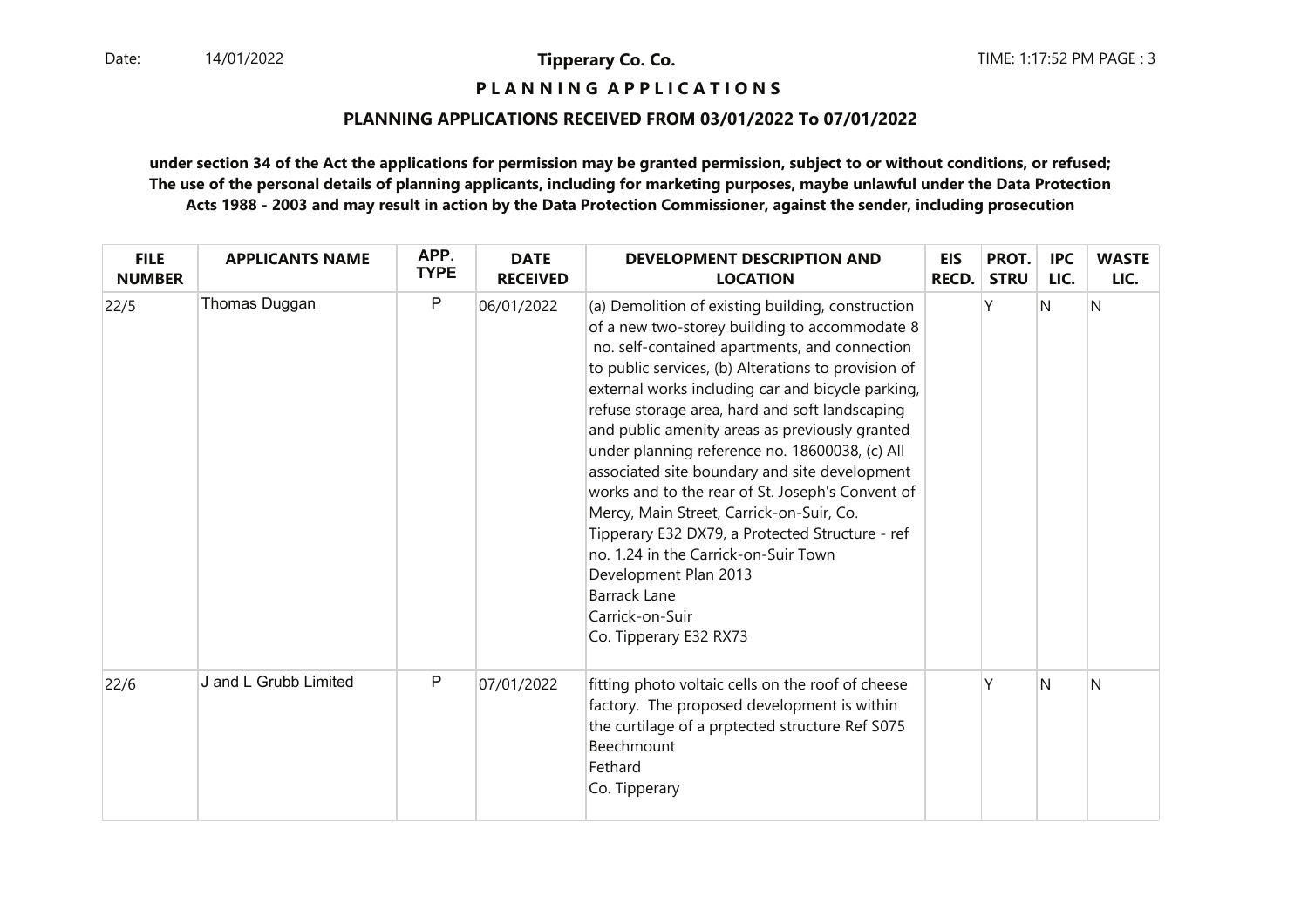**Tipperary Co. Co.**

**P L A N N I N G  A P P L I C A T I O N S**

**PLANNING APPLICATIONS RECEIVED FROM 03/01/2022 To 07/01/2022**

**under section 34 of the Act the applications for permission may be granted permission, subject to or without conditions, or refused; The use of the personal details of planning applicants, including for marketing purposes, maybe unlawful under the Data Protection Acts 1988 - 2003 and may result in action by the Data Protection Commissioner, against the sender, including prosecution**

| FILE NUMBER | APPLICANTS NAME | APP. TYPE | DATE RECEIVED | DEVELOPMENT DESCRIPTION AND LOCATION | EIS RECD. | PROT. STRU | IPC LIC. | WASTE LIC. |
|---|---|---|---|---|---|---|---|---|
| 22/5 | Thomas Duggan | P | 06/01/2022 | (a) Demolition of existing building, construction of a new two-storey building to accommodate 8 no. self-contained apartments, and connection to public services, (b) Alterations to provision of external works including car and bicycle parking, refuse storage area, hard and soft landscaping and public amenity areas as previously granted under planning reference no. 18600038, (c) All associated site boundary and site development works and to the rear of St. Joseph's Convent of Mercy, Main Street, Carrick-on-Suir, Co. Tipperary E32 DX79, a Protected Structure - ref no. 1.24 in the Carrick-on-Suir Town Development Plan 2013<br>Barrack Lane<br>Carrick-on-Suir<br>Co. Tipperary E32 RX73 | | Y | N | N |
| 22/6 | J and L Grubb Limited | P | 07/01/2022 | fitting photo voltaic cells on the roof of cheese factory. The proposed development is within the curtilage of a prptected structure Ref S075<br>Beechmount<br>Fethard<br>Co. Tipperary | | Y | N | N |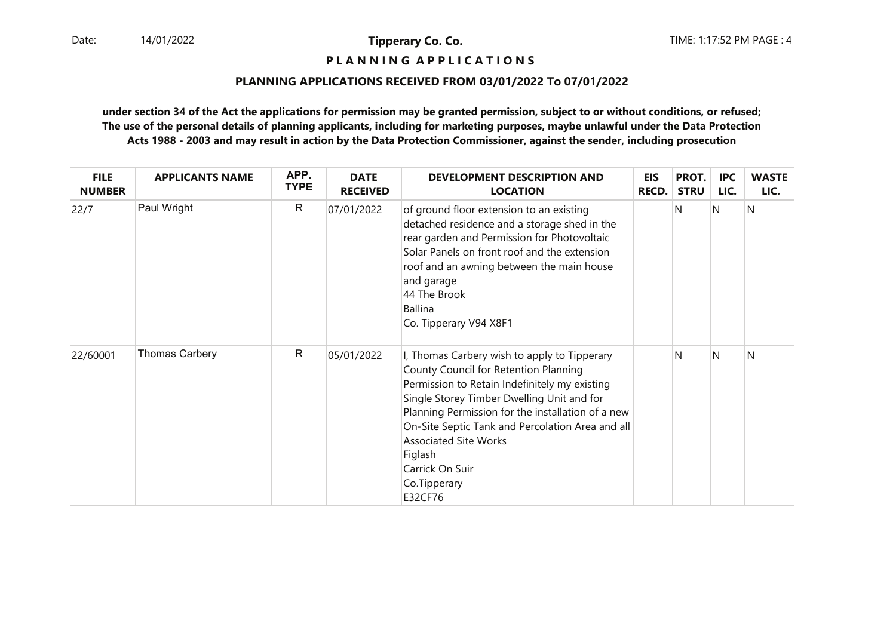**Tipperary Co. Co.**

**P L A N N I N G A P P L I C A T I O N S**

**PLANNING APPLICATIONS RECEIVED FROM 03/01/2022 To 07/01/2022**

**under section 34 of the Act the applications for permission may be granted permission, subject to or without conditions, or refused; The use of the personal details of planning applicants, including for marketing purposes, maybe unlawful under the Data Protection Acts 1988 - 2003 and may result in action by the Data Protection Commissioner, against the sender, including prosecution**

| FILE NUMBER | APPLICANTS NAME | APP. TYPE | DATE RECEIVED | DEVELOPMENT DESCRIPTION AND LOCATION | EIS RECD. | PROT. STRU | IPC LIC. | WASTE LIC. |
|---|---|---|---|---|---|---|---|---|
| 22/7 | Paul Wright | R | 07/01/2022 | of ground floor extension to an existing detached residence and a storage shed in the rear garden and Permission for Photovoltaic Solar Panels on front roof and the extension roof and an awning between the main house and garage<br>44 The Brook<br>Ballina<br>Co. Tipperary V94 X8F1 | | N | N | N |
| 22/60001 | Thomas Carbery | R | 05/01/2022 | I, Thomas Carbery wish to apply to Tipperary County Council for Retention Planning Permission to Retain Indefinitely my existing Single Storey Timber Dwelling Unit and for Planning Permission for the installation of a new On-Site Septic Tank and Percolation Area and all Associated Site Works<br>Figlash<br>Carrick On Suir<br>Co.Tipperary<br>E32CF76 | | N | N | N |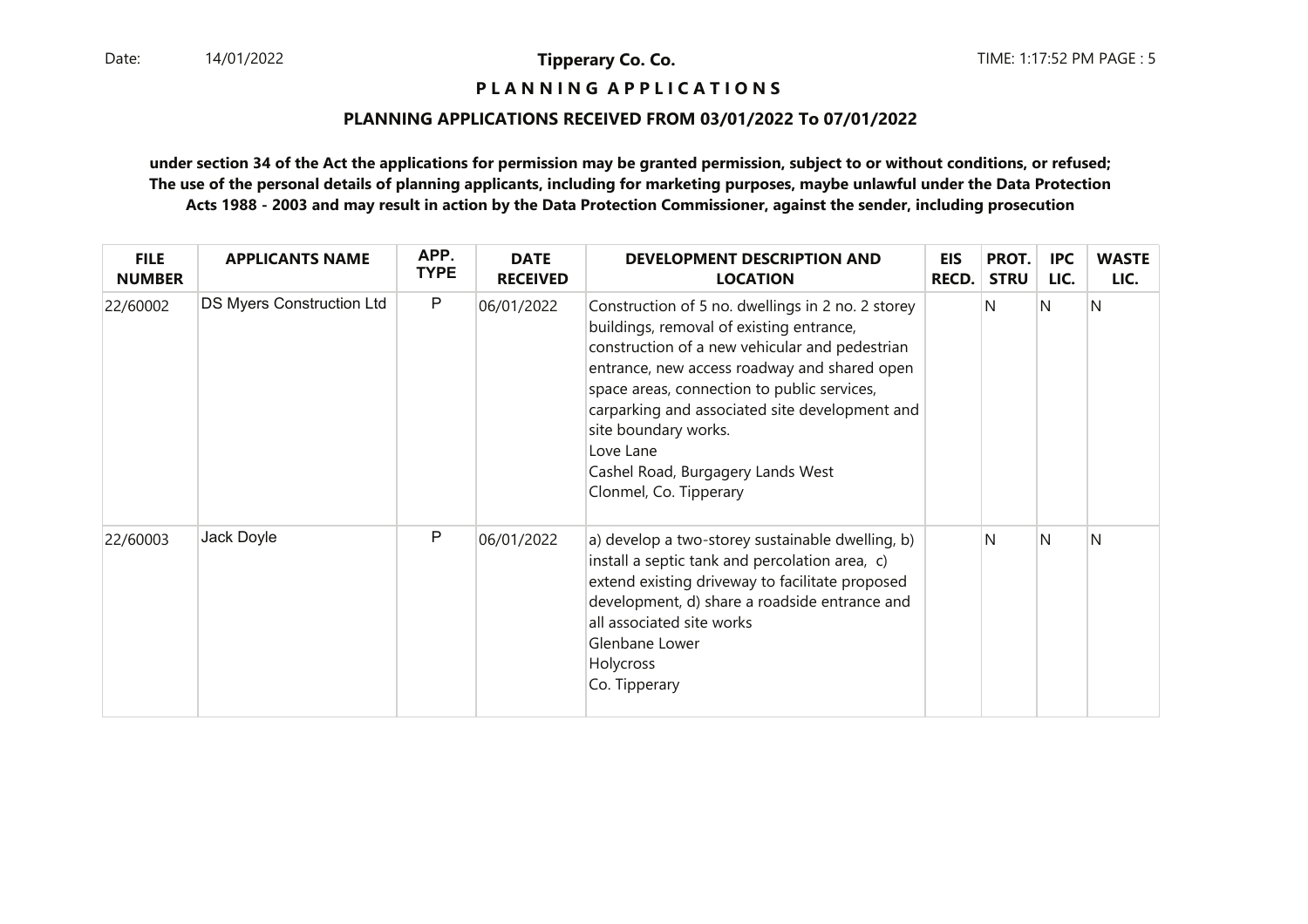**Tipperary Co. Co.**

**P L A N N I N G A P P L I C A T I O N S**

**PLANNING APPLICATIONS RECEIVED FROM 03/01/2022 To 07/01/2022**

**under section 34 of the Act the applications for permission may be granted permission, subject to or without conditions, or refused; The use of the personal details of planning applicants, including for marketing purposes, maybe unlawful under the Data Protection Acts 1988 - 2003 and may result in action by the Data Protection Commissioner, against the sender, including prosecution**

| FILE NUMBER | APPLICANTS NAME | APP. TYPE | DATE RECEIVED | DEVELOPMENT DESCRIPTION AND LOCATION | EIS RECD. | PROT. STRU | IPC LIC. | WASTE LIC. |
|---|---|---|---|---|---|---|---|---|
| 22/60002 | DS Myers Construction Ltd | P | 06/01/2022 | Construction of 5 no. dwellings in 2 no. 2 storey buildings, removal of existing entrance, construction of a new vehicular and pedestrian entrance, new access roadway and shared open space areas, connection to public services, carparking and associated site development and site boundary works.<br>Love Lane<br>Cashel Road, Burgagery Lands West<br>Clonmel, Co. Tipperary | | N | N | N |
| 22/60003 | Jack Doyle | P | 06/01/2022 | a) develop a two-storey sustainable dwelling, b) install a septic tank and percolation area, c) extend existing driveway to facilitate proposed development, d) share a roadside entrance and all associated site works<br>Glenbane Lower<br>Holycross<br>Co. Tipperary | | N | N | N |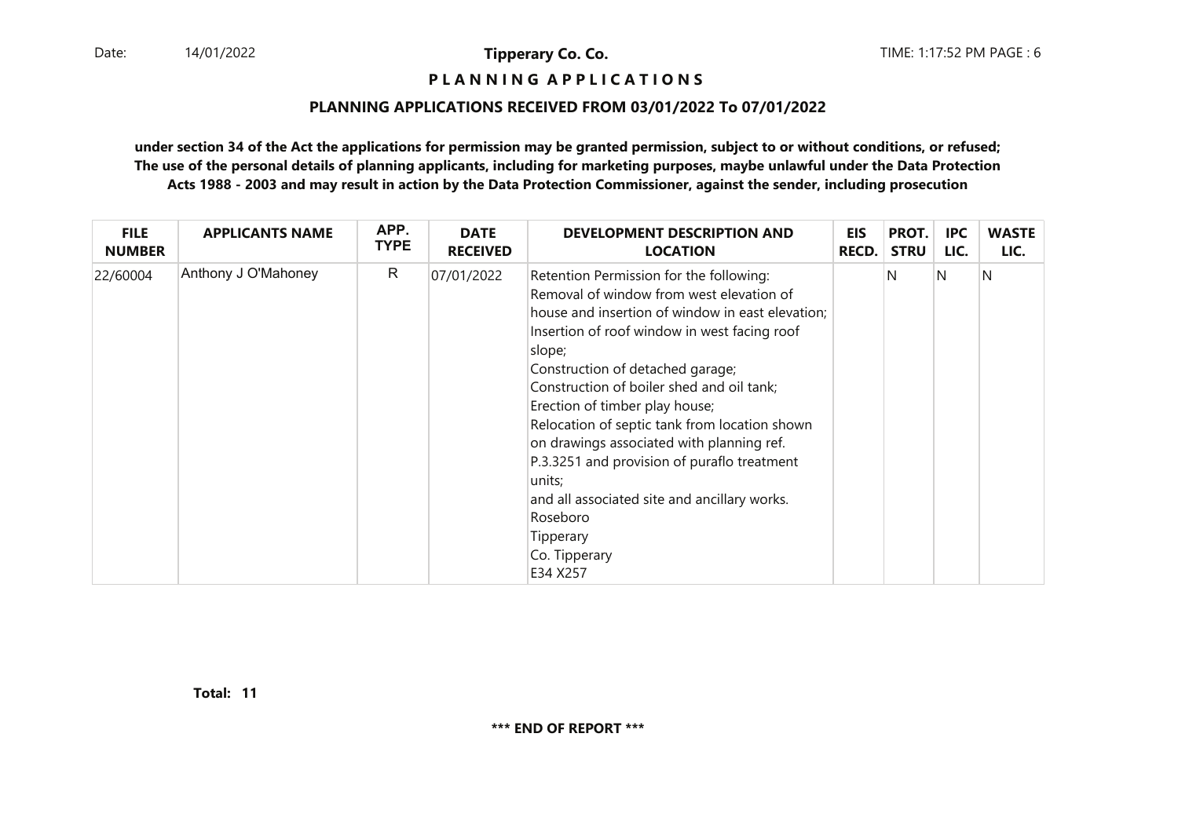**Tipperary Co. Co.**

**P L A N N I N G A P P L I C A T I O N S**

**PLANNING APPLICATIONS RECEIVED FROM 03/01/2022 To 07/01/2022**

**under section 34 of the Act the applications for permission may be granted permission, subject to or without conditions, or refused; The use of the personal details of planning applicants, including for marketing purposes, maybe unlawful under the Data Protection Acts 1988 - 2003 and may result in action by the Data Protection Commissioner, against the sender, including prosecution**

| FILE NUMBER | APPLICANTS NAME | APP. TYPE | DATE RECEIVED | DEVELOPMENT DESCRIPTION AND LOCATION | EIS RECD. | PROT. STRU | IPC LIC. | WASTE LIC. |
|---|---|---|---|---|---|---|---|---|
| 22/60004 | Anthony J O'Mahoney | R | 07/01/2022 | Retention Permission for the following: Removal of window from west elevation of house and insertion of window in east elevation; Insertion of roof window in west facing roof slope; Construction of detached garage; Construction of boiler shed and oil tank; Erection of timber play house; Relocation of septic tank from location shown on drawings associated with planning ref. P.3.3251 and provision of puraflo treatment units; and all associated site and ancillary works. Roseboro Tipperary Co. Tipperary E34 X257 | | N | N | N |

**Total: 11**

**\*\*\* END OF REPORT \*\*\***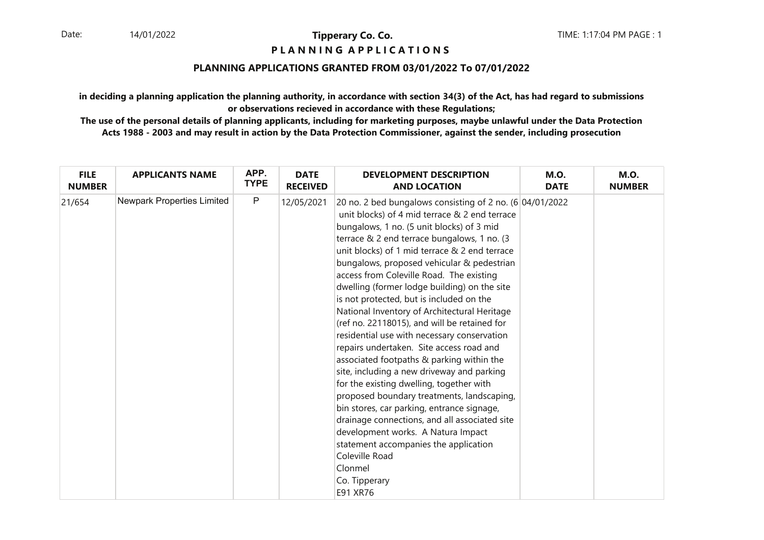Date: 14/01/2022

**Tipperary Co. Co.**

**P L A N N I N G A P P L I C A T I O N S**

TIME: 1:17:04 PM PAGE : 1

## PLANNING APPLICATIONS GRANTED FROM 03/01/2022 To 07/01/2022

**in deciding a planning application the planning authority, in accordance with section 34(3) of the Act, has had regard to submissions or observations recieved in accordance with these Regulations;**

**The use of the personal details of planning applicants, including for marketing purposes, maybe unlawful under the Data Protection Acts 1988 - 2003 and may result in action by the Data Protection Commissioner, against the sender, including prosecution**

| FILE NUMBER | APPLICANTS NAME | APP. TYPE | DATE RECEIVED | DEVELOPMENT DESCRIPTION AND LOCATION | M.O. DATE | M.O. NUMBER |
|---|---|---|---|---|---|---|
| 21/654 | Newpark Properties Limited | P | 12/05/2021 | 20 no. 2 bed bungalows consisting of 2 no. (6 unit blocks) of 4 mid terrace & 2 end terrace bungalows, 1 no. (5 unit blocks) of 3 mid terrace & 2 end terrace bungalows, 1 no. (3 unit blocks) of 1 mid terrace & 2 end terrace bungalows, proposed vehicular & pedestrian access from Coleville Road. The existing dwelling (former lodge building) on the site is not protected, but is included on the National Inventory of Architectural Heritage (ref no. 22118015), and will be retained for residential use with necessary conservation repairs undertaken. Site access road and associated footpaths & parking within the site, including a new driveway and parking for the existing dwelling, together with proposed boundary treatments, landscaping, bin stores, car parking, entrance signage, drainage connections, and all associated site development works. A Natura Impact statement accompanies the application Coleville Road Clonmel Co. Tipperary E91 XR76 | 04/01/2022 | |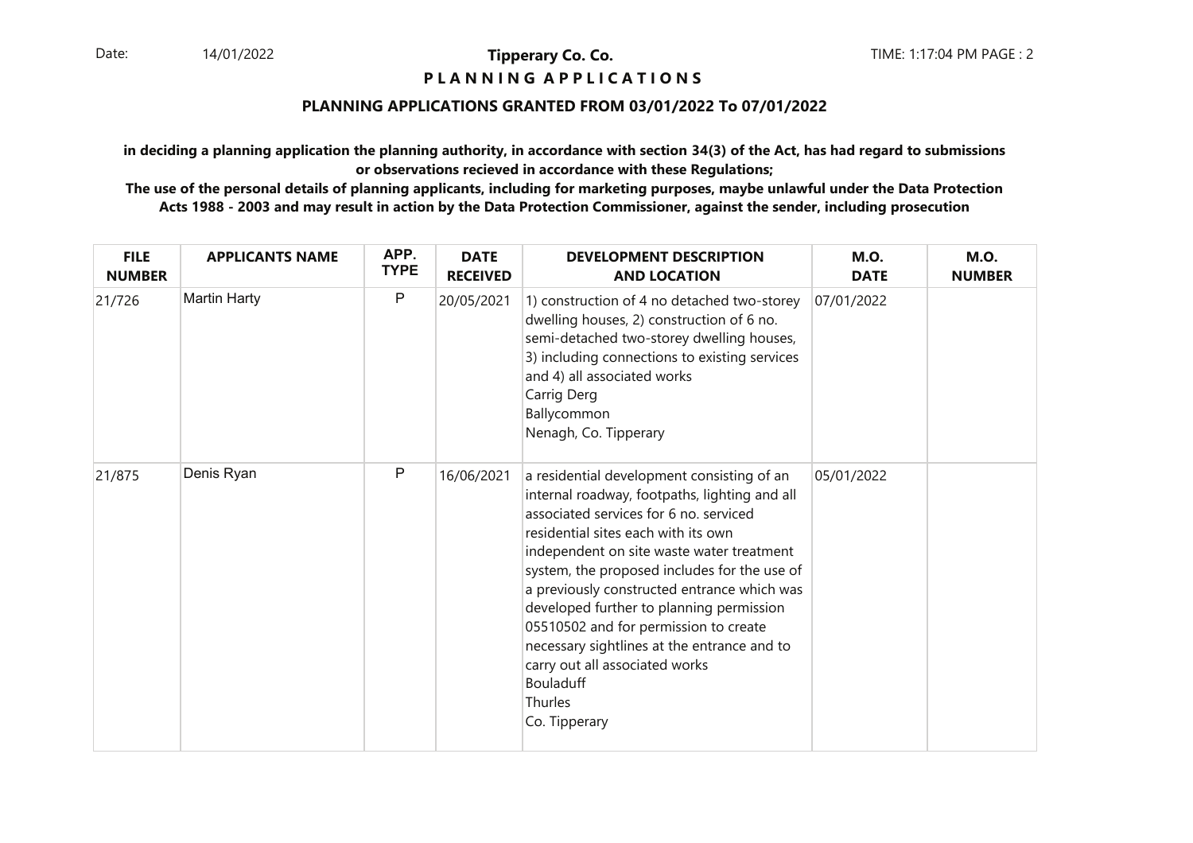# Tipperary Co. Co.

## PLANNING APPLICATIONS

### PLANNING APPLICATIONS GRANTED FROM 03/01/2022 To 07/01/2022

**in deciding a planning application the planning authority, in accordance with section 34(3) of the Act, has had regard to submissions or observations recieved in accordance with these Regulations;**

**The use of the personal details of planning applicants, including for marketing purposes, maybe unlawful under the Data Protection Acts 1988 - 2003 and may result in action by the Data Protection Commissioner, against the sender, including prosecution**

| FILE NUMBER | APPLICANTS NAME | APP. TYPE | DATE RECEIVED | DEVELOPMENT DESCRIPTION AND LOCATION | M.O. DATE | M.O. NUMBER |
|---|---|---|---|---|---|---|
| 21/726 | Martin Harty | P | 20/05/2021 | 1) construction of 4 no detached two-storey dwelling houses, 2) construction of 6 no. semi-detached two-storey dwelling houses, 3) including connections to existing services and 4) all associated works<br>Carrig Derg<br>Ballycommon<br>Nenagh, Co. Tipperary | 07/01/2022 | |
| 21/875 | Denis Ryan | P | 16/06/2021 | a residential development consisting of an internal roadway, footpaths, lighting and all associated services for 6 no. serviced residential sites each with its own independent on site waste water treatment system, the proposed includes for the use of a previously constructed entrance which was developed further to planning permission 05510502 and for permission to create necessary sightlines at the entrance and to carry out all associated works<br>Bouladuff<br>Thurles<br>Co. Tipperary | 05/01/2022 | |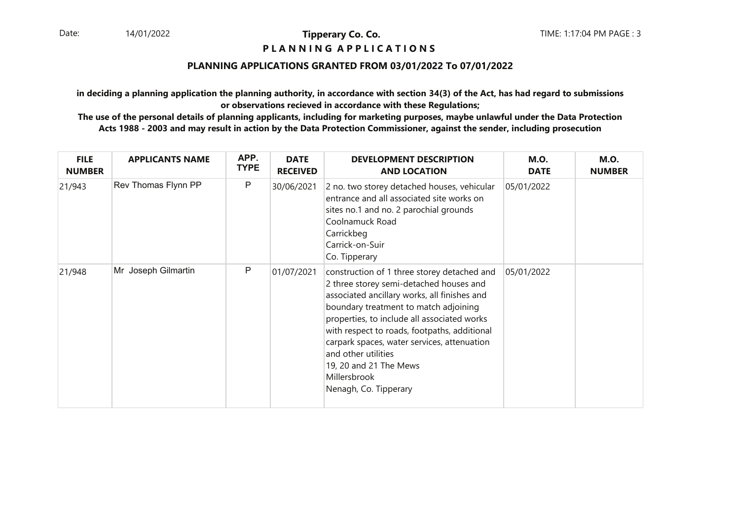**Tipperary Co. Co.**

**P L A N N I N G A P P L I C A T I O N S**

## PLANNING APPLICATIONS GRANTED FROM 03/01/2022 To 07/01/2022

**in deciding a planning application the planning authority, in accordance with section 34(3) of the Act, has had regard to submissions or observations recieved in accordance with these Regulations;**

**The use of the personal details of planning applicants, including for marketing purposes, maybe unlawful under the Data Protection Acts 1988 - 2003 and may result in action by the Data Protection Commissioner, against the sender, including prosecution**

| FILE NUMBER | APPLICANTS NAME | APP. TYPE | DATE RECEIVED | DEVELOPMENT DESCRIPTION AND LOCATION | M.O. DATE | M.O. NUMBER |
|---|---|---|---|---|---|---|
| 21/943 | Rev Thomas Flynn PP | P | 30/06/2021 | 2 no. two storey detached houses, vehicular entrance and all associated site works on sites no.1 and no. 2 parochial grounds<br>Coolnamuck Road<br>Carrickbeg<br>Carrick-on-Suir<br>Co. Tipperary | 05/01/2022 | |
| 21/948 | Mr Joseph Gilmartin | P | 01/07/2021 | construction of 1 three storey detached and 2 three storey semi-detached houses and associated ancillary works, all finishes and boundary treatment to match adjoining properties, to include all associated works with respect to roads, footpaths, additional carpark spaces, water services, attenuation and other utilities<br>19, 20 and 21 The Mews<br>Millersbrook<br>Nenagh, Co. Tipperary | 05/01/2022 | |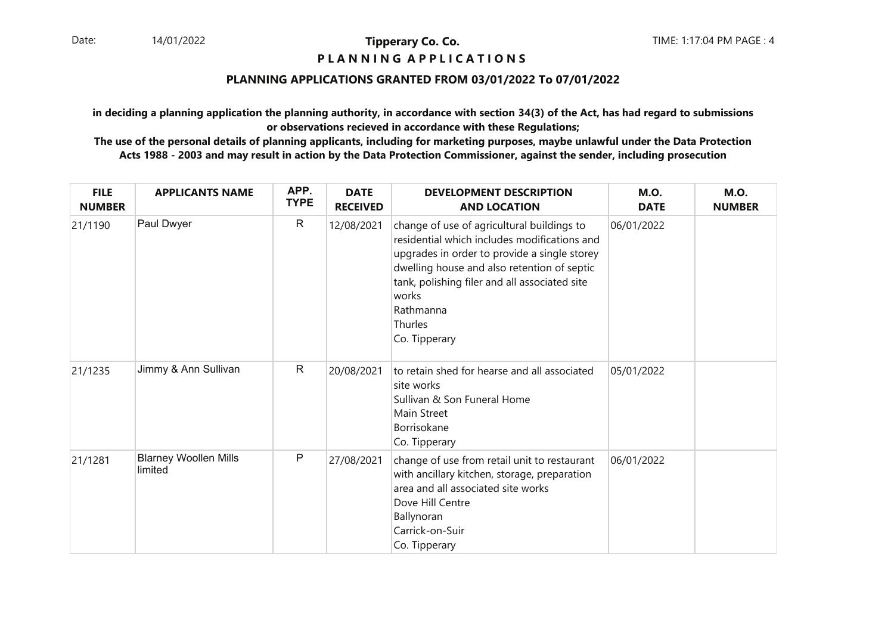**Tipperary Co. Co.**

**P L A N N I N G A P P L I C A T I O N S**

**PLANNING APPLICATIONS GRANTED FROM 03/01/2022 To 07/01/2022**

**in deciding a planning application the planning authority, in accordance with section 34(3) of the Act, has had regard to submissions or observations recieved in accordance with these Regulations;**

**The use of the personal details of planning applicants, including for marketing purposes, maybe unlawful under the Data Protection Acts 1988 - 2003 and may result in action by the Data Protection Commissioner, against the sender, including prosecution**

| FILE NUMBER | APPLICANTS NAME | APP. TYPE | DATE RECEIVED | DEVELOPMENT DESCRIPTION AND LOCATION | M.O. DATE | M.O. NUMBER |
|---|---|---|---|---|---|---|
| 21/1190 | Paul Dwyer | R | 12/08/2021 | change of use of agricultural buildings to residential which includes modifications and upgrades in order to provide a single storey dwelling house and also retention of septic tank, polishing filer and all associated site works<br>Rathmanna<br>Thurles<br>Co. Tipperary | 06/01/2022 | |
| 21/1235 | Jimmy & Ann Sullivan | R | 20/08/2021 | to retain shed for hearse and all associated site works<br>Sullivan & Son Funeral Home<br>Main Street<br>Borrisokane<br>Co. Tipperary | 05/01/2022 | |
| 21/1281 | Blarney Woollen Mills limited | P | 27/08/2021 | change of use from retail unit to restaurant with ancillary kitchen, storage, preparation area and all associated site works<br>Dove Hill Centre<br>Ballynoran<br>Carrick-on-Suir<br>Co. Tipperary | 06/01/2022 | |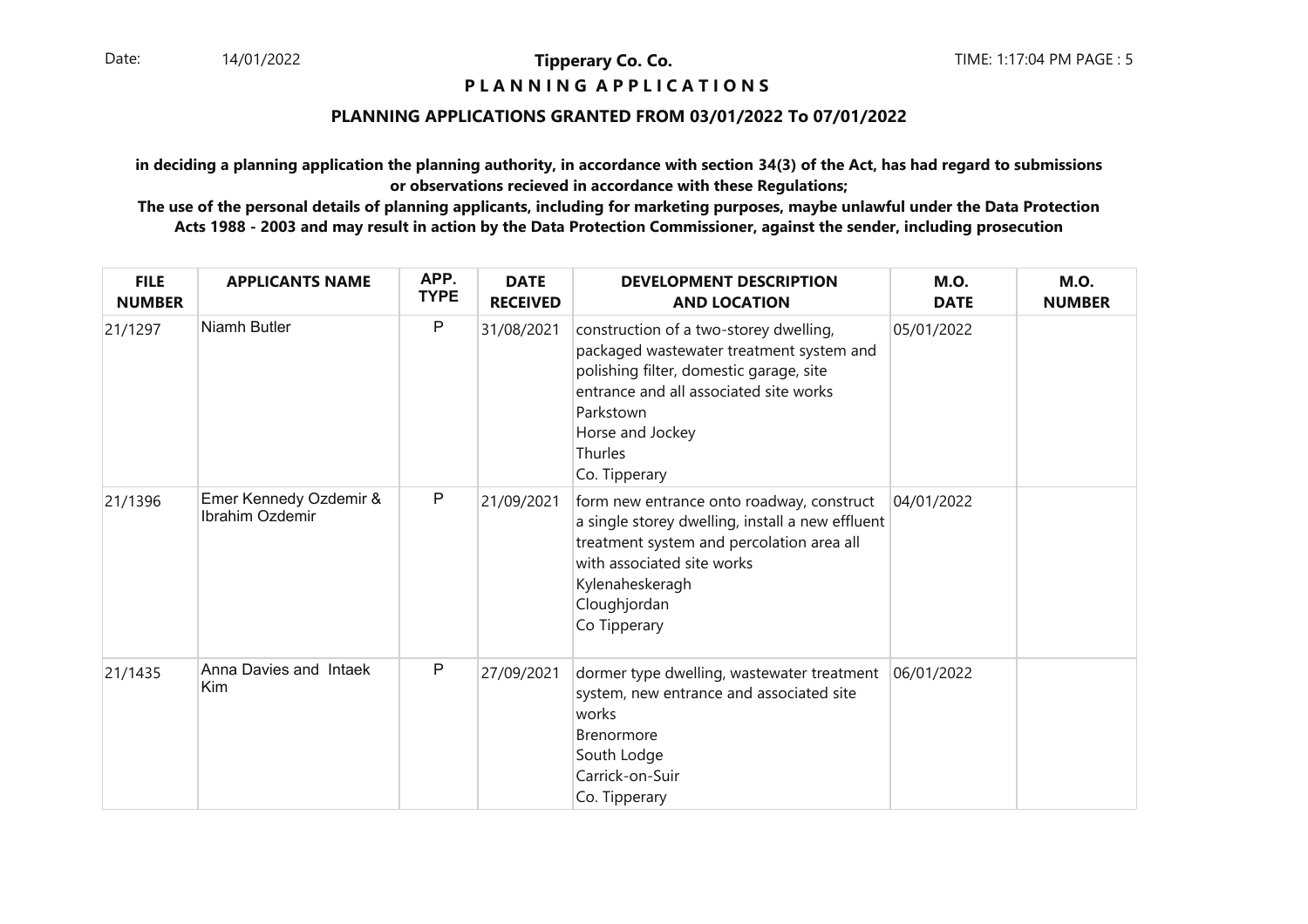# Tipperary Co. Co.

## P L A N N I N G A P P L I C A T I O N S

### PLANNING APPLICATIONS GRANTED FROM 03/01/2022 To 07/01/2022

**in deciding a planning application the planning authority, in accordance with section 34(3) of the Act, has had regard to submissions or observations recieved in accordance with these Regulations;**

**The use of the personal details of planning applicants, including for marketing purposes, maybe unlawful under the Data Protection Acts 1988 - 2003 and may result in action by the Data Protection Commissioner, against the sender, including prosecution**

| FILE NUMBER | APPLICANTS NAME | APP. TYPE | DATE RECEIVED | DEVELOPMENT DESCRIPTION AND LOCATION | M.O. DATE | M.O. NUMBER |
|---|---|---|---|---|---|---|
| 21/1297 | Niamh Butler | P | 31/08/2021 | construction of a two-storey dwelling, packaged wastewater treatment system and polishing filter, domestic garage, site entrance and all associated site works<br>Parkstown<br>Horse and Jockey<br>Thurles<br>Co. Tipperary | 05/01/2022 | |
| 21/1396 | Emer Kennedy Ozdemir & Ibrahim Ozdemir | P | 21/09/2021 | form new entrance onto roadway, construct a single storey dwelling, install a new effluent treatment system and percolation area all with associated site works<br>Kylenaheskeragh<br>Cloughjordan<br>Co Tipperary | 04/01/2022 | |
| 21/1435 | Anna Davies and Intaek Kim | P | 27/09/2021 | dormer type dwelling, wastewater treatment system, new entrance and associated site works<br>Brenormore<br>South Lodge<br>Carrick-on-Suir<br>Co. Tipperary | 06/01/2022 | |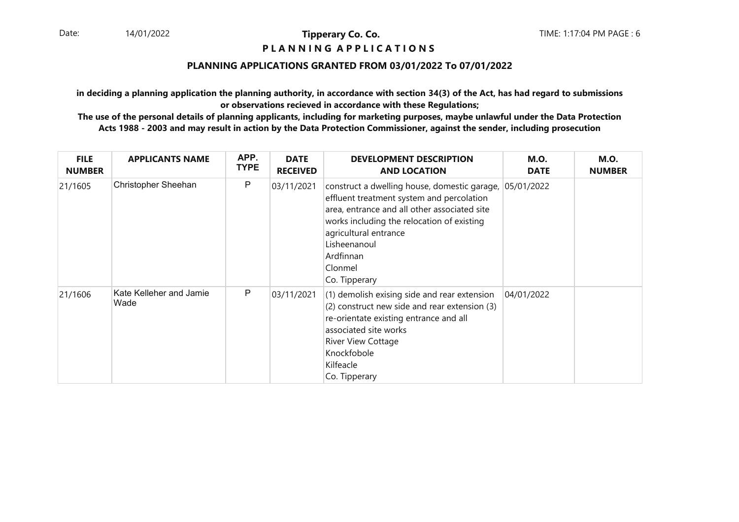**Tipperary Co. Co.**

**P L A N N I N G A P P L I C A T I O N S**

**PLANNING APPLICATIONS GRANTED FROM 03/01/2022 To 07/01/2022**

**in deciding a planning application the planning authority, in accordance with section 34(3) of the Act, has had regard to submissions or observations recieved in accordance with these Regulations;**

**The use of the personal details of planning applicants, including for marketing purposes, maybe unlawful under the Data Protection Acts 1988 - 2003 and may result in action by the Data Protection Commissioner, against the sender, including prosecution**

| FILE NUMBER | APPLICANTS NAME | APP. TYPE | DATE RECEIVED | DEVELOPMENT DESCRIPTION AND LOCATION | M.O. DATE | M.O. NUMBER |
|---|---|---|---|---|---|---|
| 21/1605 | Christopher Sheehan | P | 03/11/2021 | construct a dwelling house, domestic garage, effluent treatment system and percolation area, entrance and all other associated site works including the relocation of existing agricultural entrance<br>Lisheenanoul<br>Ardfinnan<br>Clonmel<br>Co. Tipperary | 05/01/2022 | |
| 21/1606 | Kate Kelleher and Jamie Wade | P | 03/11/2021 | (1) demolish exising side and rear extension (2) construct new side and rear extension (3) re-orientate existing entrance and all associated site works<br>River View Cottage<br>Knockfobole<br>Kilfeacle<br>Co. Tipperary | 04/01/2022 | |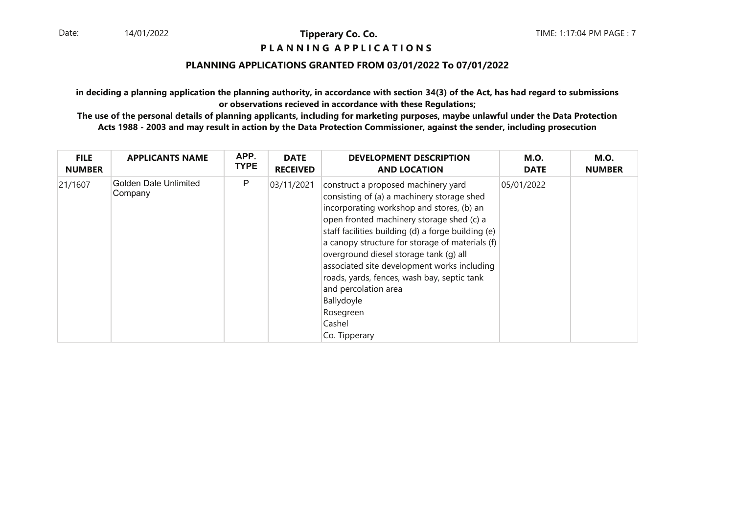**PLANNING APPLICATIONS**

## PLANNING APPLICATIONS GRANTED FROM 03/01/2022 To 07/01/2022

**in deciding a planning application the planning authority, in accordance with section 34(3) of the Act, has had regard to submissions or observations recieved in accordance with these Regulations;**

**The use of the personal details of planning applicants, including for marketing purposes, maybe unlawful under the Data Protection Acts 1988 - 2003 and may result in action by the Data Protection Commissioner, against the sender, including prosecution**

| FILE NUMBER | APPLICANTS NAME | APP. TYPE | DATE RECEIVED | DEVELOPMENT DESCRIPTION AND LOCATION | M.O. DATE | M.O. NUMBER |
|---|---|---|---|---|---|---|
| 21/1607 | Golden Dale Unlimited Company | P | 03/11/2021 | construct a proposed machinery yard consisting of (a) a machinery storage shed incorporating workshop and stores, (b) an open fronted machinery storage shed (c) a staff facilities building (d) a forge building (e) a canopy structure for storage of materials (f) overground diesel storage tank (g) all associated site development works including roads, yards, fences, wash bay, septic tank and percolation area<br>Ballydoyle<br>Rosegreen<br>Cashel<br>Co. Tipperary | 05/01/2022 | |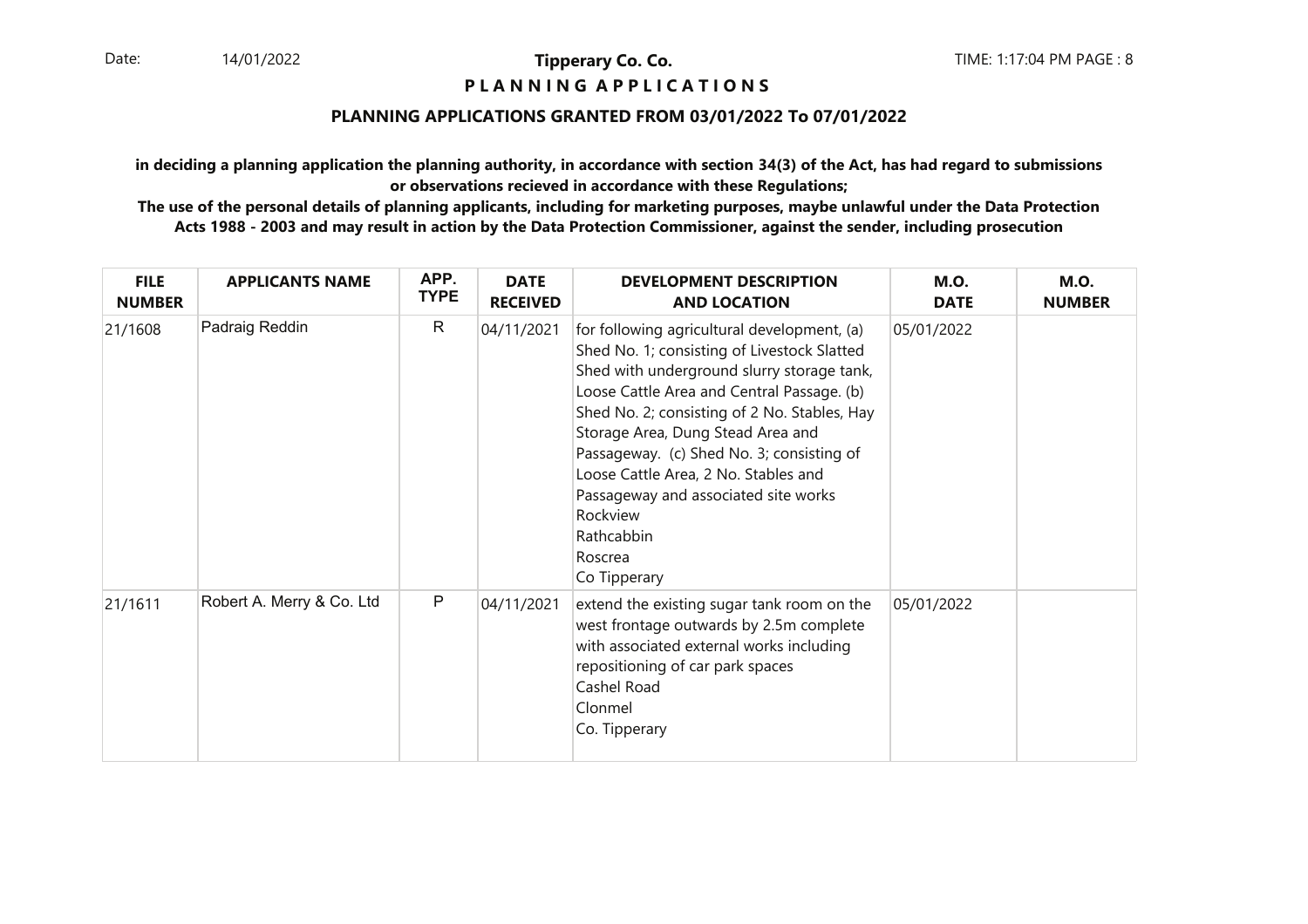**Tipperary Co. Co.**

**P L A N N I N G A P P L I C A T I O N S**

## PLANNING APPLICATIONS GRANTED FROM 03/01/2022 To 07/01/2022

**in deciding a planning application the planning authority, in accordance with section 34(3) of the Act, has had regard to submissions or observations recieved in accordance with these Regulations;**

**The use of the personal details of planning applicants, including for marketing purposes, maybe unlawful under the Data Protection Acts 1988 - 2003 and may result in action by the Data Protection Commissioner, against the sender, including prosecution**

| FILE NUMBER | APPLICANTS NAME | APP. TYPE | DATE RECEIVED | DEVELOPMENT DESCRIPTION AND LOCATION | M.O. DATE | M.O. NUMBER |
|---|---|---|---|---|---|---|
| 21/1608 | Padraig Reddin | R | 04/11/2021 | for following agricultural development, (a) Shed No. 1; consisting of Livestock Slatted Shed with underground slurry storage tank, Loose Cattle Area and Central Passage. (b) Shed No. 2; consisting of 2 No. Stables, Hay Storage Area, Dung Stead Area and Passageway. (c) Shed No. 3; consisting of Loose Cattle Area, 2 No. Stables and Passageway and associated site works Rockview Rathcabbin Roscrea Co Tipperary | 05/01/2022 | |
| 21/1611 | Robert A. Merry & Co. Ltd | P | 04/11/2021 | extend the existing sugar tank room on the west frontage outwards by 2.5m complete with associated external works including repositioning of car park spaces Cashel Road Clonmel Co. Tipperary | 05/01/2022 | |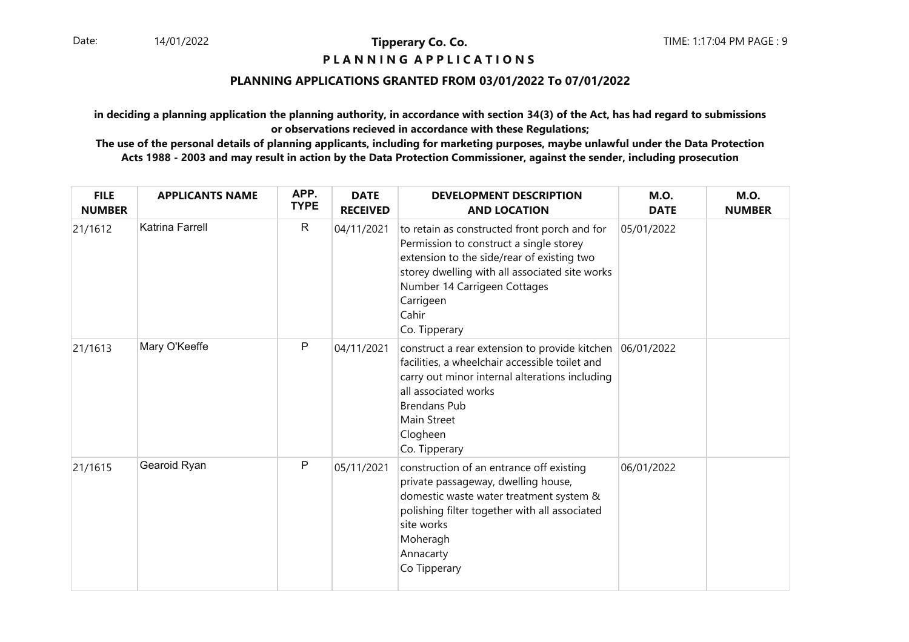# Tipperary Co. Co.

## P L A N N I N G   A P P L I C A T I O N S

### PLANNING APPLICATIONS GRANTED FROM 03/01/2022 To 07/01/2022

**in deciding a planning application the planning authority, in accordance with section 34(3) of the Act, has had regard to submissions or observations recieved in accordance with these Regulations;**

**The use of the personal details of planning applicants, including for marketing purposes, maybe unlawful under the Data Protection Acts 1988 - 2003 and may result in action by the Data Protection Commissioner, against the sender, including prosecution**

| FILE NUMBER | APPLICANTS NAME | APP. TYPE | DATE RECEIVED | DEVELOPMENT DESCRIPTION AND LOCATION | M.O. DATE | M.O. NUMBER |
|---|---|---|---|---|---|---|
| 21/1612 | Katrina Farrell | R | 04/11/2021 | to retain as constructed front porch and for Permission to construct a single storey extension to the side/rear of existing two storey dwelling with all associated site works Number 14 Carrigeen Cottages Carrigeen Cahir Co. Tipperary | 05/01/2022 | |
| 21/1613 | Mary O'Keeffe | P | 04/11/2021 | construct a rear extension to provide kitchen facilities, a wheelchair accessible toilet and carry out minor internal alterations including all associated works Brendans Pub Main Street Clogheen Co. Tipperary | 06/01/2022 | |
| 21/1615 | Gearoid Ryan | P | 05/11/2021 | construction of an entrance off existing private passageway, dwelling house, domestic waste water treatment system & polishing filter together with all associated site works Moheragh Annacarty Co Tipperary | 06/01/2022 | |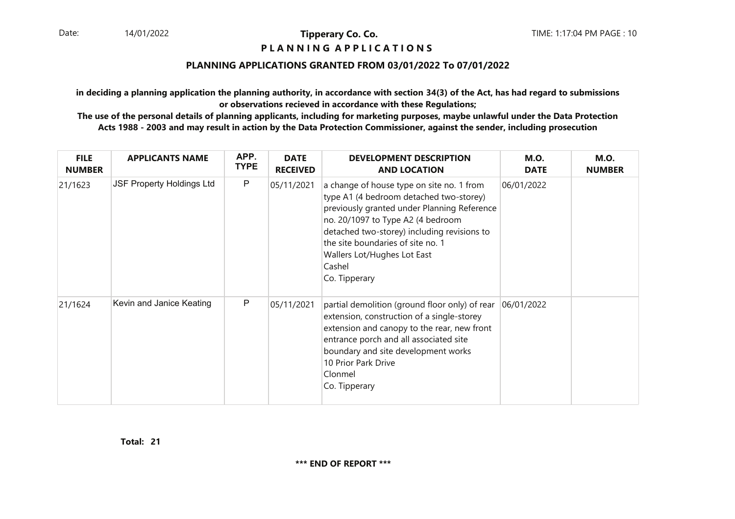## Tipperary Co. Co.

### P L A N N I N G A P P L I C A T I O N S

### PLANNING APPLICATIONS GRANTED FROM 03/01/2022 To 07/01/2022

**in deciding a planning application the planning authority, in accordance with section 34(3) of the Act, has had regard to submissions or observations recieved in accordance with these Regulations;**

**The use of the personal details of planning applicants, including for marketing purposes, maybe unlawful under the Data Protection Acts 1988 - 2003 and may result in action by the Data Protection Commissioner, against the sender, including prosecution**

| FILE NUMBER | APPLICANTS NAME | APP. TYPE | DATE RECEIVED | DEVELOPMENT DESCRIPTION AND LOCATION | M.O. DATE | M.O. NUMBER |
|---|---|---|---|---|---|---|
| 21/1623 | JSF Property Holdings Ltd | P | 05/11/2021 | a change of house type on site no. 1 from type A1 (4 bedroom detached two-storey) previously granted under Planning Reference no. 20/1097 to Type A2 (4 bedroom detached two-storey) including revisions to the site boundaries of site no. 1<br>Wallers Lot/Hughes Lot East<br>Cashel<br>Co. Tipperary | 06/01/2022 | |
| 21/1624 | Kevin and Janice Keating | P | 05/11/2021 | partial demolition (ground floor only) of rear extension, construction of a single-storey extension and canopy to the rear, new front entrance porch and all associated site boundary and site development works<br>10 Prior Park Drive<br>Clonmel<br>Co. Tipperary | 06/01/2022 | |

**Total: 21**

**\*\*\* END OF REPORT \*\*\***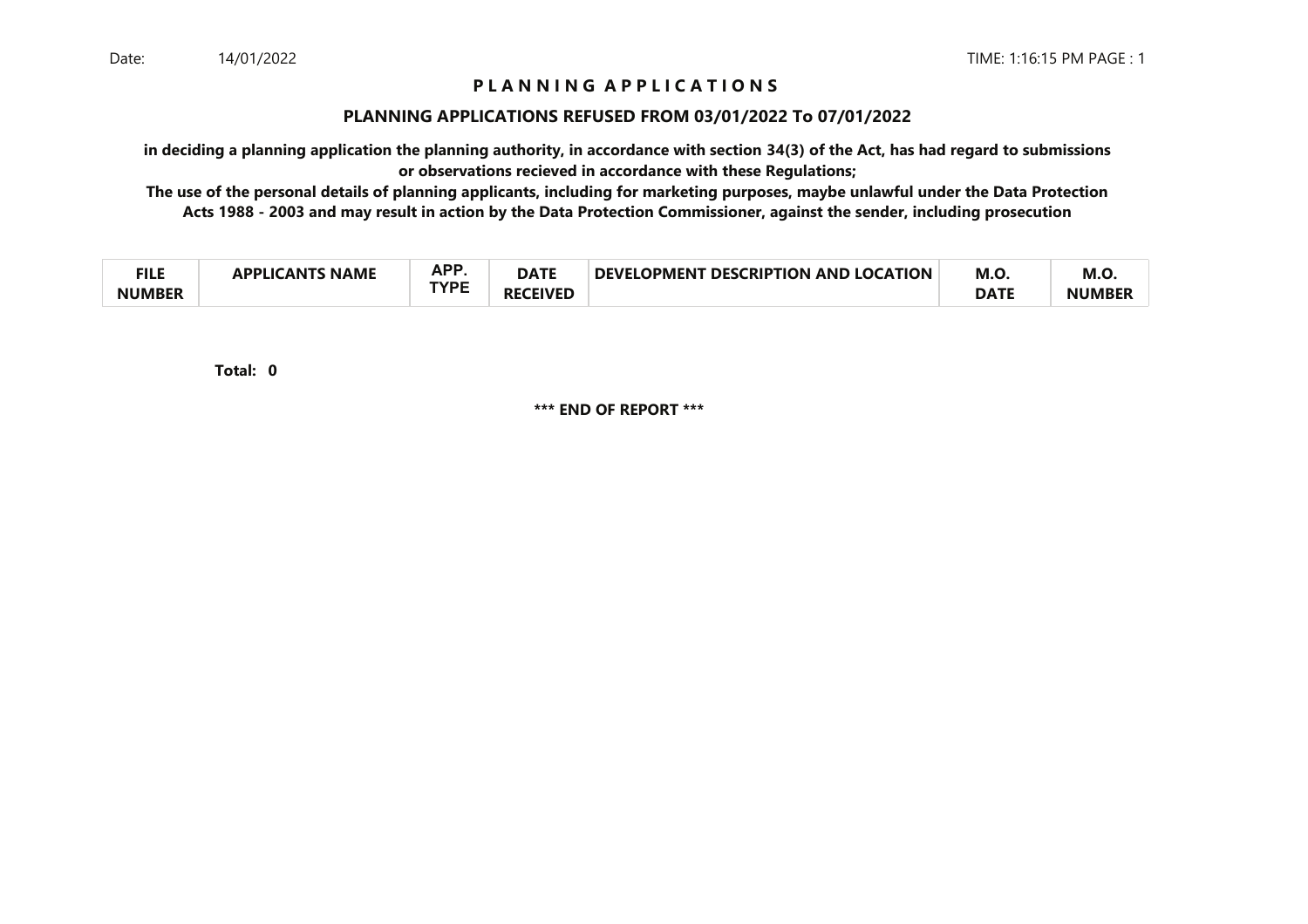Date: 14/01/2022 TIME: 1:16:15 PM PAGE : 1

# P L A N N I N G A P P L I C A T I O N S

## PLANNING APPLICATIONS REFUSED FROM 03/01/2022 To 07/01/2022

**in deciding a planning application the planning authority, in accordance with section 34(3) of the Act, has had regard to submissions or observations recieved in accordance with these Regulations;**

**The use of the personal details of planning applicants, including for marketing purposes, maybe unlawful under the Data Protection Acts 1988 - 2003 and may result in action by the Data Protection Commissioner, against the sender, including prosecution**

| FILE NUMBER | APPLICANTS NAME | APP. TYPE | DATE RECEIVED | DEVELOPMENT DESCRIPTION AND LOCATION | M.O. DATE | M.O. NUMBER |
|---|---|---|---|---|---|---|

**Total: 0**

**\*\*\* END OF REPORT \*\*\***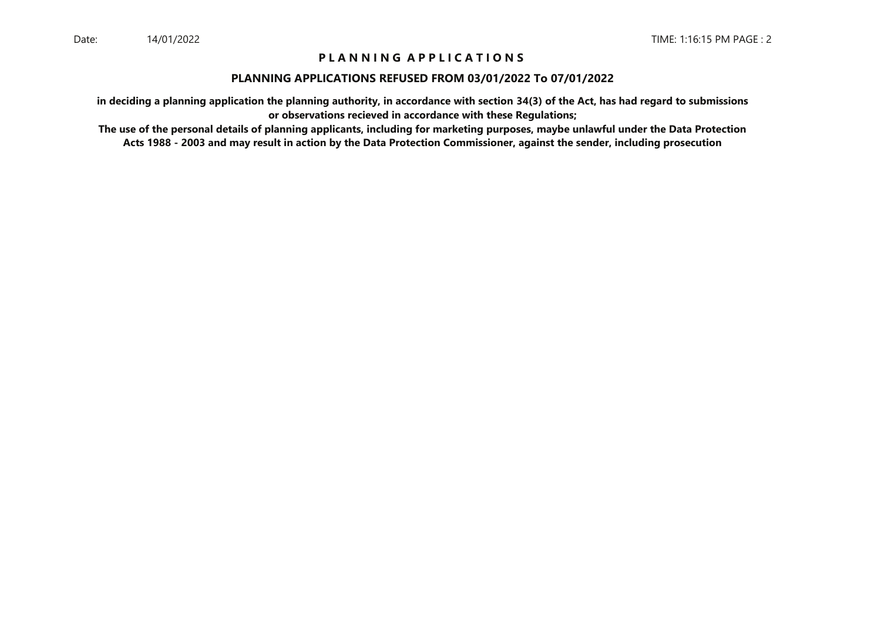# P L A N N I N G A P P L I C A T I O N S

## PLANNING APPLICATIONS REFUSED FROM 03/01/2022 To 07/01/2022

**in deciding a planning application the planning authority, in accordance with section 34(3) of the Act, has had regard to submissions or observations recieved in accordance with these Regulations;**

**The use of the personal details of planning applicants, including for marketing purposes, maybe unlawful under the Data Protection Acts 1988 - 2003 and may result in action by the Data Protection Commissioner, against the sender, including prosecution**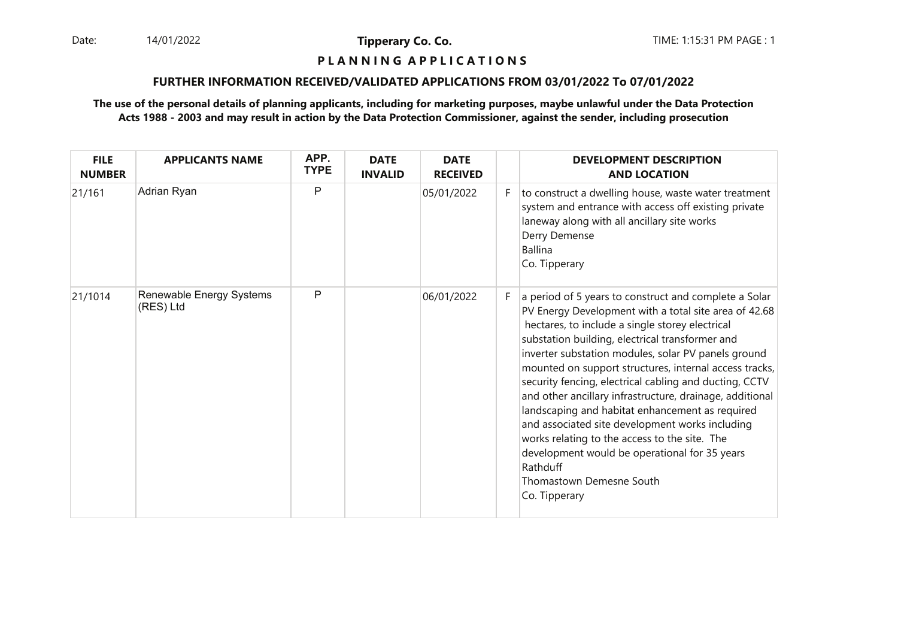**Tipperary Co. Co.**

**P L A N N I N G A P P L I C A T I O N S**

**FURTHER INFORMATION RECEIVED/VALIDATED APPLICATIONS FROM 03/01/2022 To 07/01/2022**

**The use of the personal details of planning applicants, including for marketing purposes, maybe unlawful under the Data Protection Acts 1988 - 2003 and may result in action by the Data Protection Commissioner, against the sender, including prosecution**

| FILE NUMBER | APPLICANTS NAME | APP. TYPE | DATE INVALID | DATE RECEIVED | | DEVELOPMENT DESCRIPTION AND LOCATION |
|---|---|---|---|---|---|---|
| 21/161 | Adrian Ryan | P | | 05/01/2022 | F | to construct a dwelling house, waste water treatment system and entrance with access off existing private laneway along with all ancillary site works<br>Derry Demense<br>Ballina<br>Co. Tipperary |
| 21/1014 | Renewable Energy Systems (RES) Ltd | P | | 06/01/2022 | F | a period of 5 years to construct and complete a Solar PV Energy Development with a total site area of 42.68 hectares, to include a single storey electrical substation building, electrical transformer and inverter substation modules, solar PV panels ground mounted on support structures, internal access tracks, security fencing, electrical cabling and ducting, CCTV and other ancillary infrastructure, drainage, additional landscaping and habitat enhancement as required and associated site development works including works relating to the access to the site. The development would be operational for 35 years<br>Rathduff<br>Thomastown Demesne South<br>Co. Tipperary |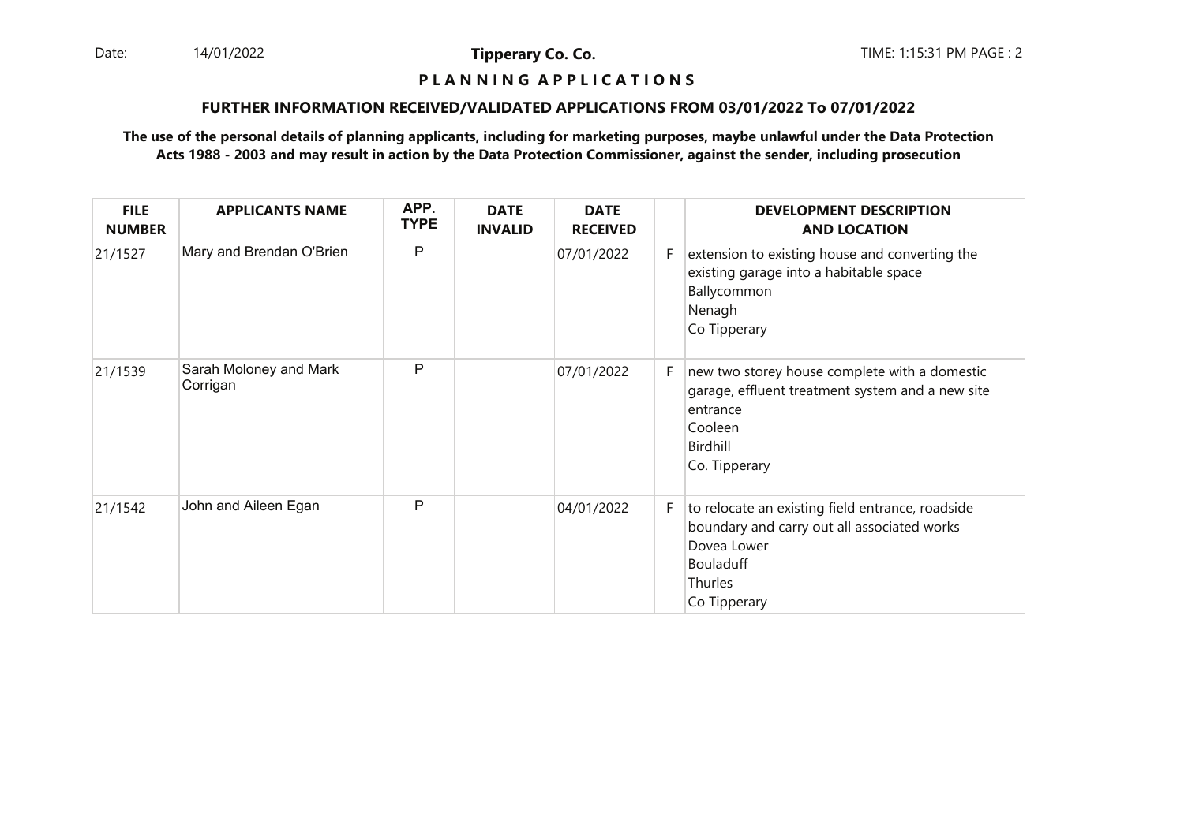**P L A N N I N G A P P L I C A T I O N S**

**FURTHER INFORMATION RECEIVED/VALIDATED APPLICATIONS FROM 03/01/2022 To 07/01/2022**

**The use of the personal details of planning applicants, including for marketing purposes, maybe unlawful under the Data Protection Acts 1988 - 2003 and may result in action by the Data Protection Commissioner, against the sender, including prosecution**

| FILE NUMBER | APPLICANTS NAME | APP. TYPE | DATE INVALID | DATE RECEIVED | | DEVELOPMENT DESCRIPTION AND LOCATION |
|---|---|---|---|---|---|---|
| 21/1527 | Mary and Brendan O'Brien | P | | 07/01/2022 | F | extension to existing house and converting the existing garage into a habitable space<br>Ballycommon<br>Nenagh<br>Co Tipperary |
| 21/1539 | Sarah Moloney and Mark Corrigan | P | | 07/01/2022 | F | new two storey house complete with a domestic garage, effluent treatment system and a new site entrance<br>Cooleen<br>Birdhill<br>Co. Tipperary |
| 21/1542 | John and Aileen Egan | P | | 04/01/2022 | F | to relocate an existing field entrance, roadside boundary and carry out all associated works<br>Dovea Lower<br>Bouladuff<br>Thurles<br>Co Tipperary |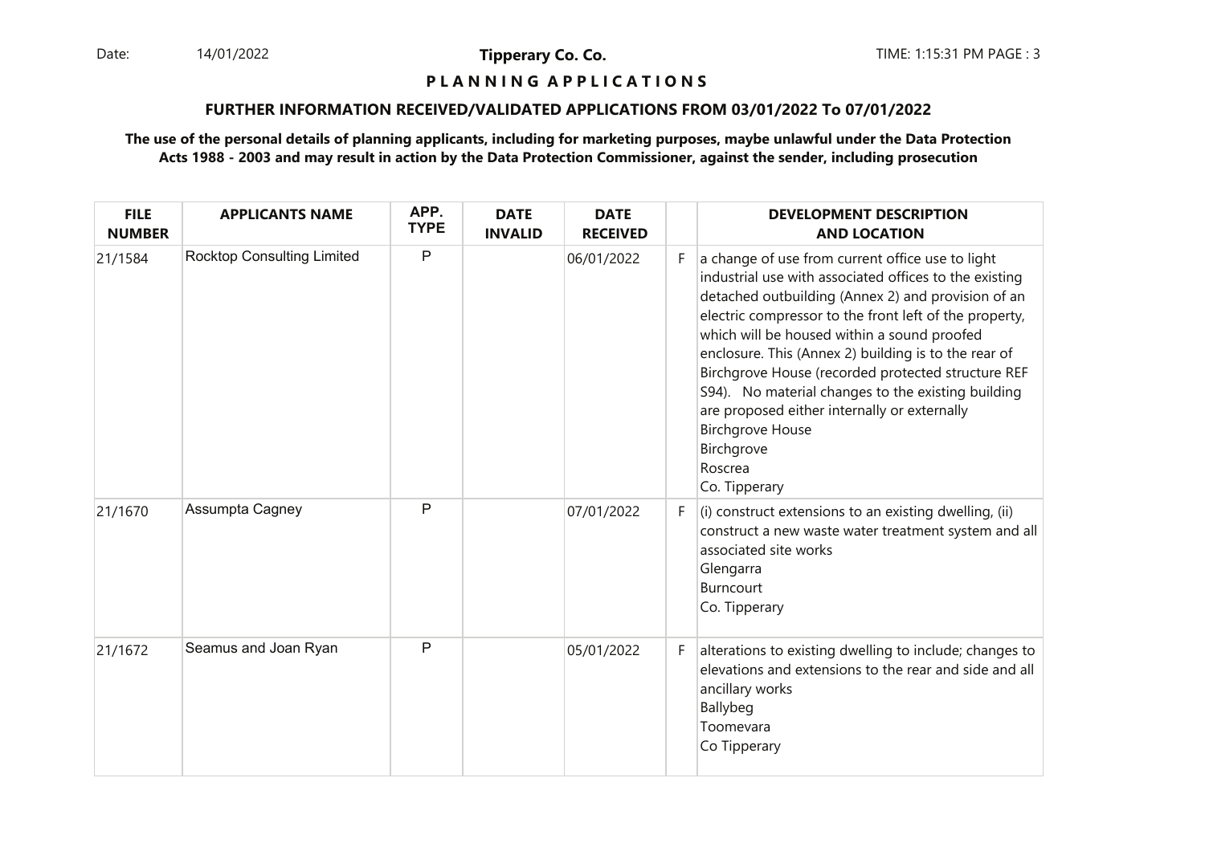**Tipperary Co. Co.**

**P L A N N I N G   A P P L I C A T I O N S**

**FURTHER INFORMATION RECEIVED/VALIDATED APPLICATIONS FROM 03/01/2022 To 07/01/2022**

**The use of the personal details of planning applicants, including for marketing purposes, maybe unlawful under the Data Protection Acts 1988 - 2003 and may result in action by the Data Protection Commissioner, against the sender, including prosecution**

| FILE NUMBER | APPLICANTS NAME | APP. TYPE | DATE INVALID | DATE RECEIVED | | DEVELOPMENT DESCRIPTION AND LOCATION |
|---|---|---|---|---|---|---|
| 21/1584 | Rocktop Consulting Limited | P | | 06/01/2022 | F | a change of use from current office use to light industrial use with associated offices to the existing detached outbuilding (Annex 2) and provision of an electric compressor to the front left of the property, which will be housed within a sound proofed enclosure. This (Annex 2) building is to the rear of Birchgrove House (recorded protected structure REF S94). No material changes to the existing building are proposed either internally or externally<br>Birchgrove House<br>Birchgrove<br>Roscrea<br>Co. Tipperary |
| 21/1670 | Assumpta Cagney | P | | 07/01/2022 | F | (i) construct extensions to an existing dwelling, (ii) construct a new waste water treatment system and all associated site works<br>Glengarra<br>Burncourt<br>Co. Tipperary |
| 21/1672 | Seamus and Joan Ryan | P | | 05/01/2022 | F | alterations to existing dwelling to include; changes to elevations and extensions to the rear and side and all ancillary works<br>Ballybeg<br>Toomevara<br>Co Tipperary |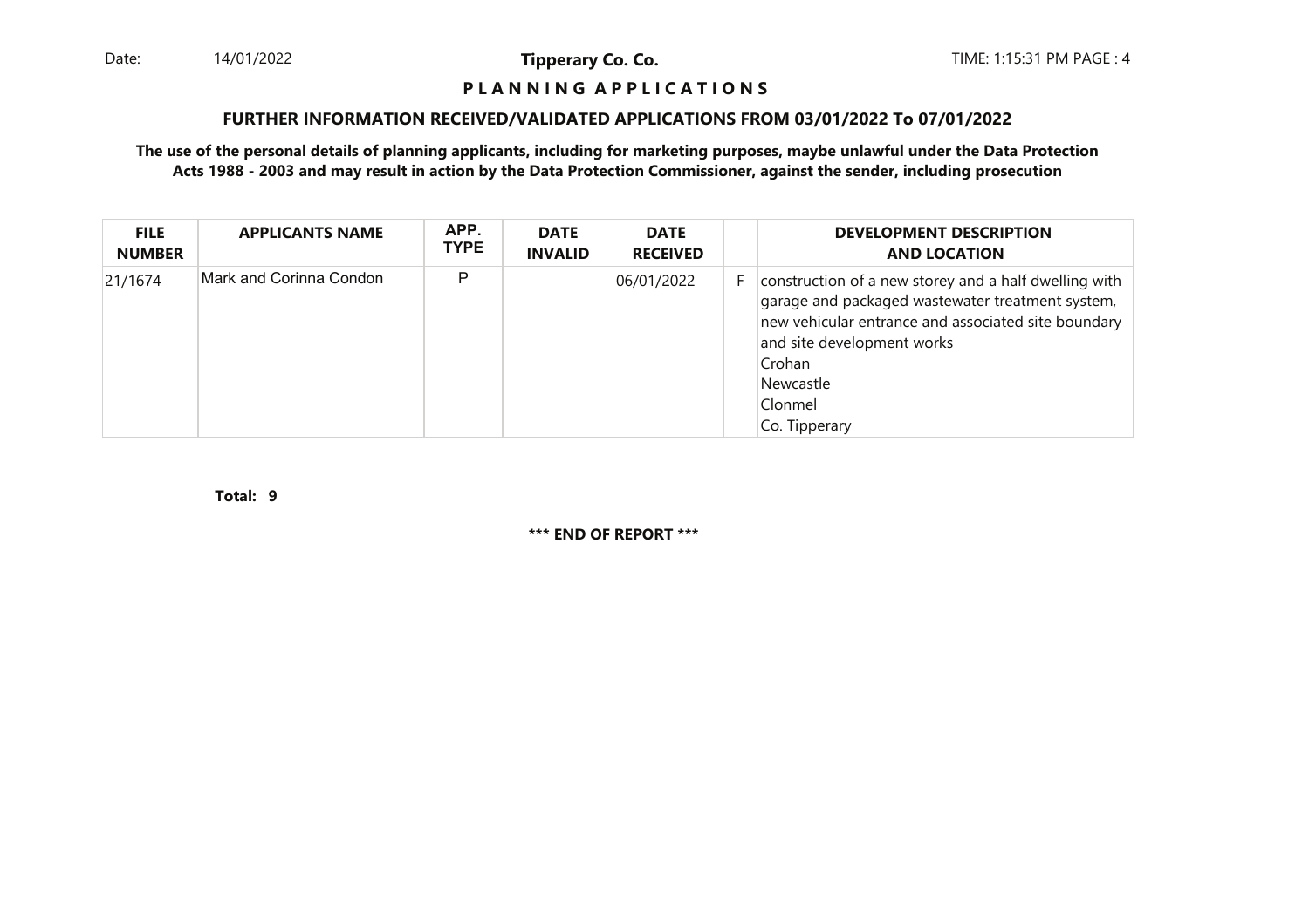# PLANNING APPLICATIONS

## FURTHER INFORMATION RECEIVED/VALIDATED APPLICATIONS FROM 03/01/2022 To 07/01/2022

**The use of the personal details of planning applicants, including for marketing purposes, maybe unlawful under the Data Protection Acts 1988 - 2003 and may result in action by the Data Protection Commissioner, against the sender, including prosecution**

| FILE NUMBER | APPLICANTS NAME | APP. TYPE | DATE INVALID | DATE RECEIVED | | DEVELOPMENT DESCRIPTION AND LOCATION |
|---|---|---|---|---|---|---|
| 21/1674 | Mark and Corinna Condon | P | | 06/01/2022 | F | construction of a new storey and a half dwelling with garage and packaged wastewater treatment system, new vehicular entrance and associated site boundary and site development works<br>Crohan<br>Newcastle<br>Clonmel<br>Co. Tipperary |

**Total: 9**

**\*\*\* END OF REPORT \*\*\***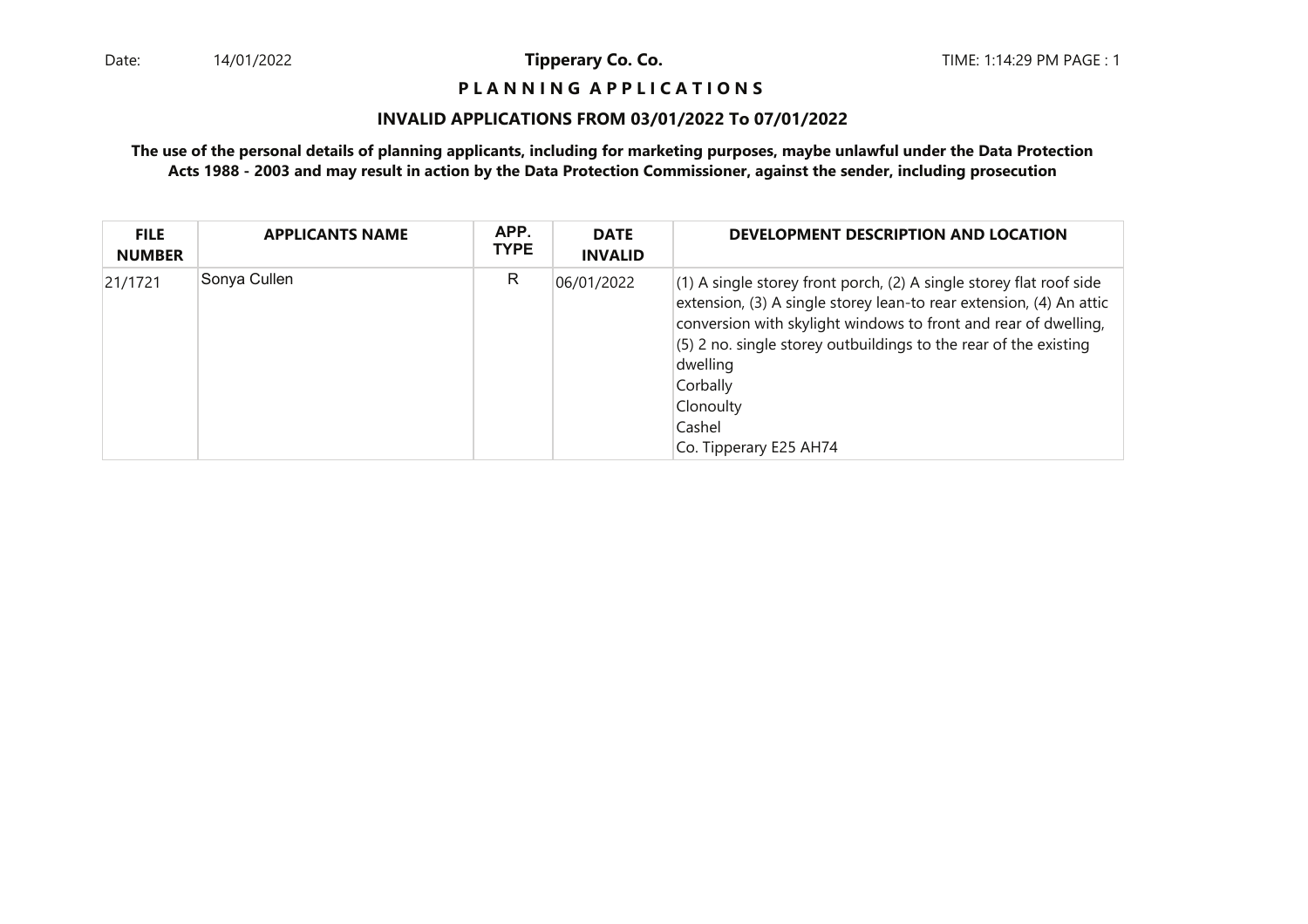**Tipperary Co. Co.**

**P L A N N I N G A P P L I C A T I O N S**

**INVALID APPLICATIONS FROM 03/01/2022 To 07/01/2022**

**The use of the personal details of planning applicants, including for marketing purposes, maybe unlawful under the Data Protection Acts 1988 - 2003 and may result in action by the Data Protection Commissioner, against the sender, including prosecution**

| FILE NUMBER | APPLICANTS NAME | APP. TYPE | DATE INVALID | DEVELOPMENT DESCRIPTION AND LOCATION |
|---|---|---|---|---|
| 21/1721 | Sonya Cullen | R | 06/01/2022 | (1) A single storey front porch, (2) A single storey flat roof side extension, (3) A single storey lean-to rear extension, (4) An attic conversion with skylight windows to front and rear of dwelling, (5) 2 no. single storey outbuildings to the rear of the existing dwelling<br>Corbally<br>Clonoulty<br>Cashel<br>Co. Tipperary E25 AH74 |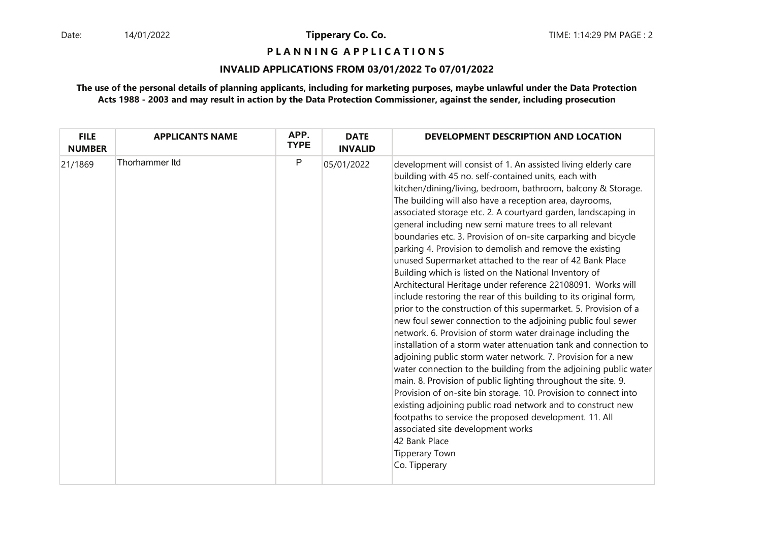**Tipperary Co. Co.**

**P L A N N I N G A P P L I C A T I O N S**

**INVALID APPLICATIONS FROM 03/01/2022 To 07/01/2022**

**The use of the personal details of planning applicants, including for marketing purposes, maybe unlawful under the Data Protection Acts 1988 - 2003 and may result in action by the Data Protection Commissioner, against the sender, including prosecution**

| FILE NUMBER | APPLICANTS NAME | APP. TYPE | DATE INVALID | DEVELOPMENT DESCRIPTION AND LOCATION |
|---|---|---|---|---|
| 21/1869 | Thorhammer ltd | P | 05/01/2022 | development will consist of 1. An assisted living elderly care building with 45 no. self-contained units, each with kitchen/dining/living, bedroom, bathroom, balcony & Storage. The building will also have a reception area, dayrooms, associated storage etc. 2. A courtyard garden, landscaping in general including new semi mature trees to all relevant boundaries etc. 3. Provision of on-site carparking and bicycle parking 4. Provision to demolish and remove the existing unused Supermarket attached to the rear of 42 Bank Place Building which is listed on the National Inventory of Architectural Heritage under reference 22108091. Works will include restoring the rear of this building to its original form, prior to the construction of this supermarket. 5. Provision of a new foul sewer connection to the adjoining public foul sewer network. 6. Provision of storm water drainage including the installation of a storm water attenuation tank and connection to adjoining public storm water network. 7. Provision for a new water connection to the building from the adjoining public water main. 8. Provision of public lighting throughout the site. 9. Provision of on-site bin storage. 10. Provision to connect into existing adjoining public road network and to construct new footpaths to service the proposed development. 11. All associated site development works<br>42 Bank Place<br>Tipperary Town<br>Co. Tipperary |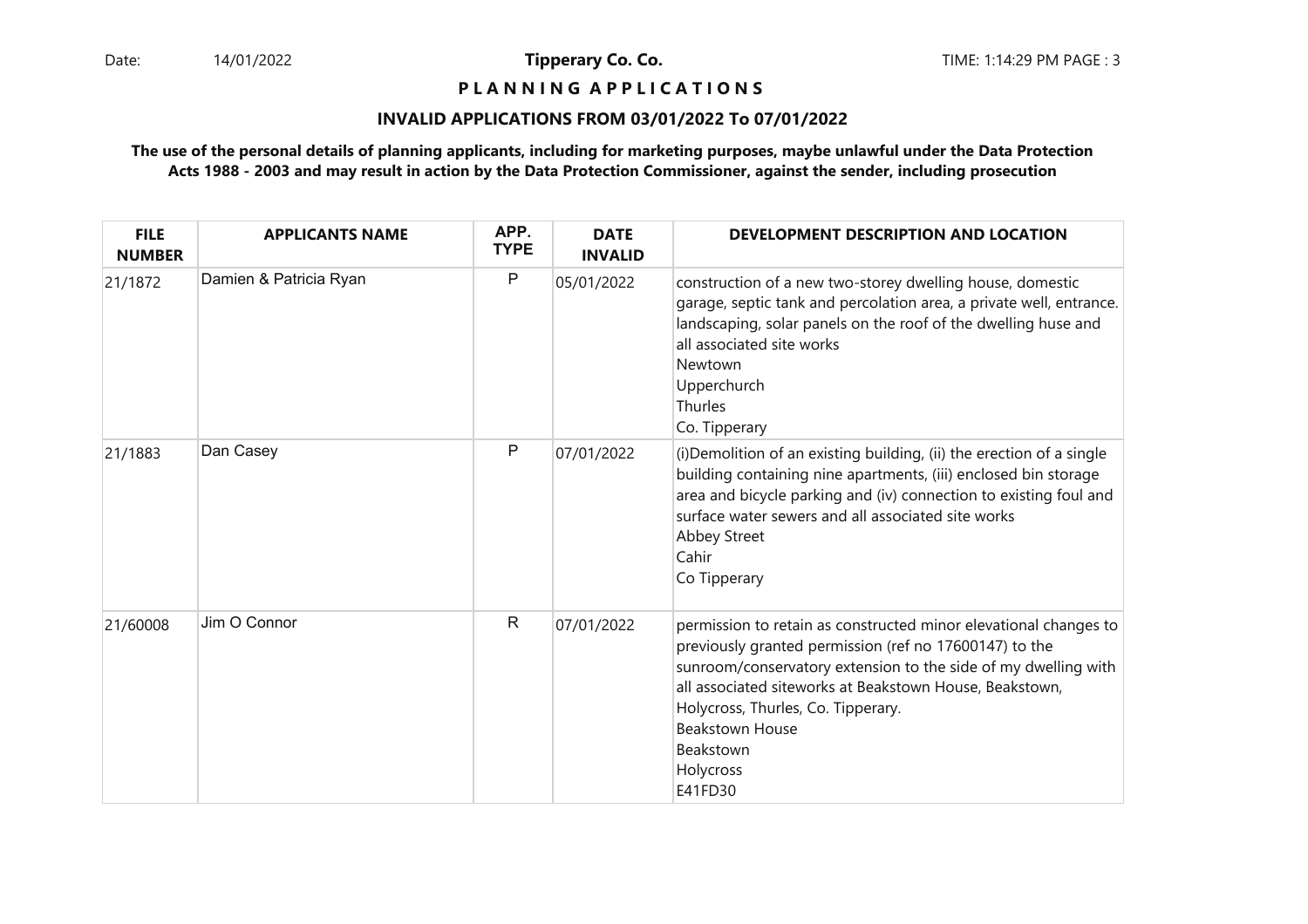Tipperary Co. Co.

**P L A N N I N G A P P L I C A T I O N S**

**INVALID APPLICATIONS FROM 03/01/2022 To 07/01/2022**

**The use of the personal details of planning applicants, including for marketing purposes, maybe unlawful under the Data Protection Acts 1988 - 2003 and may result in action by the Data Protection Commissioner, against the sender, including prosecution**

| FILE NUMBER | APPLICANTS NAME | APP. TYPE | DATE INVALID | DEVELOPMENT DESCRIPTION AND LOCATION |
|---|---|---|---|---|
| 21/1872 | Damien & Patricia Ryan | P | 05/01/2022 | construction of a new two-storey dwelling house, domestic garage, septic tank and percolation area, a private well, entrance. landscaping, solar panels on the roof of the dwelling huse and all associated site works<br>Newtown<br>Upperchurch<br>Thurles<br>Co. Tipperary |
| 21/1883 | Dan Casey | P | 07/01/2022 | (i)Demolition of an existing building, (ii) the erection of a single building containing nine apartments, (iii) enclosed bin storage area and bicycle parking and (iv) connection to existing foul and surface water sewers and all associated site works<br>Abbey Street<br>Cahir<br>Co Tipperary |
| 21/60008 | Jim O Connor | R | 07/01/2022 | permission to retain as constructed minor elevational changes to previously granted permission (ref no 17600147) to the sunroom/conservatory extension to the side of my dwelling with all associated siteworks at Beakstown House, Beakstown, Holycross, Thurles, Co. Tipperary.<br>Beakstown House<br>Beakstown<br>Holycross<br>E41FD30 |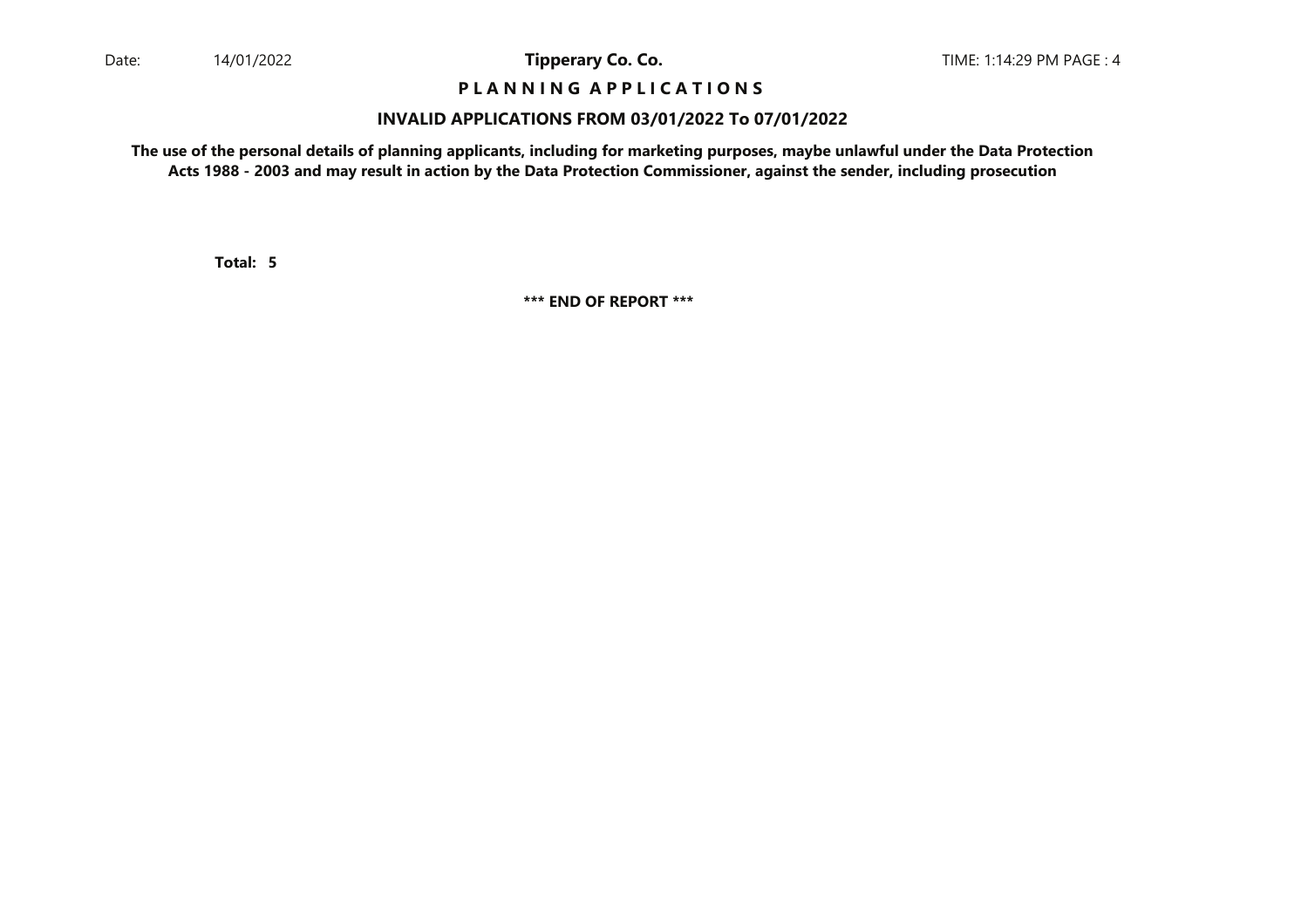# P L A N N I N G A P P L I C A T I O N S

## INVALID APPLICATIONS FROM 03/01/2022 To 07/01/2022

**The use of the personal details of planning applicants, including for marketing purposes, maybe unlawful under the Data Protection Acts 1988 - 2003 and may result in action by the Data Protection Commissioner, against the sender, including prosecution**

**Total: 5**

**\*\*\* END OF REPORT \*\*\***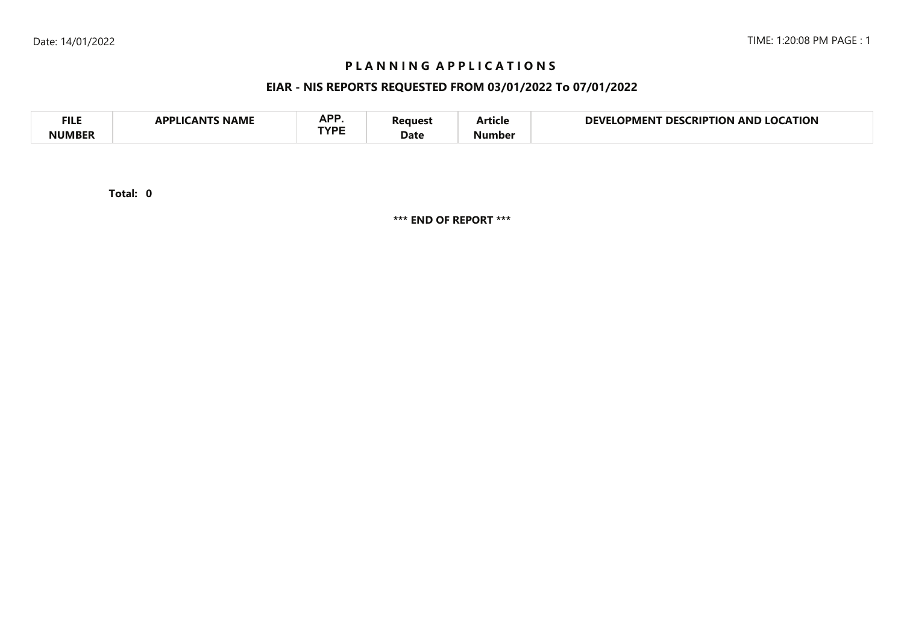# PLANNING APPLICATIONS

## EIAR - NIS REPORTS REQUESTED FROM 03/01/2022 To 07/01/2022

| FILE NUMBER | APPLICANTS NAME | APP. TYPE | Request Date | Article Number | DEVELOPMENT DESCRIPTION AND LOCATION |
|---|---|---|---|---|---|

**Total: 0**

**\*\*\* END OF REPORT \*\*\***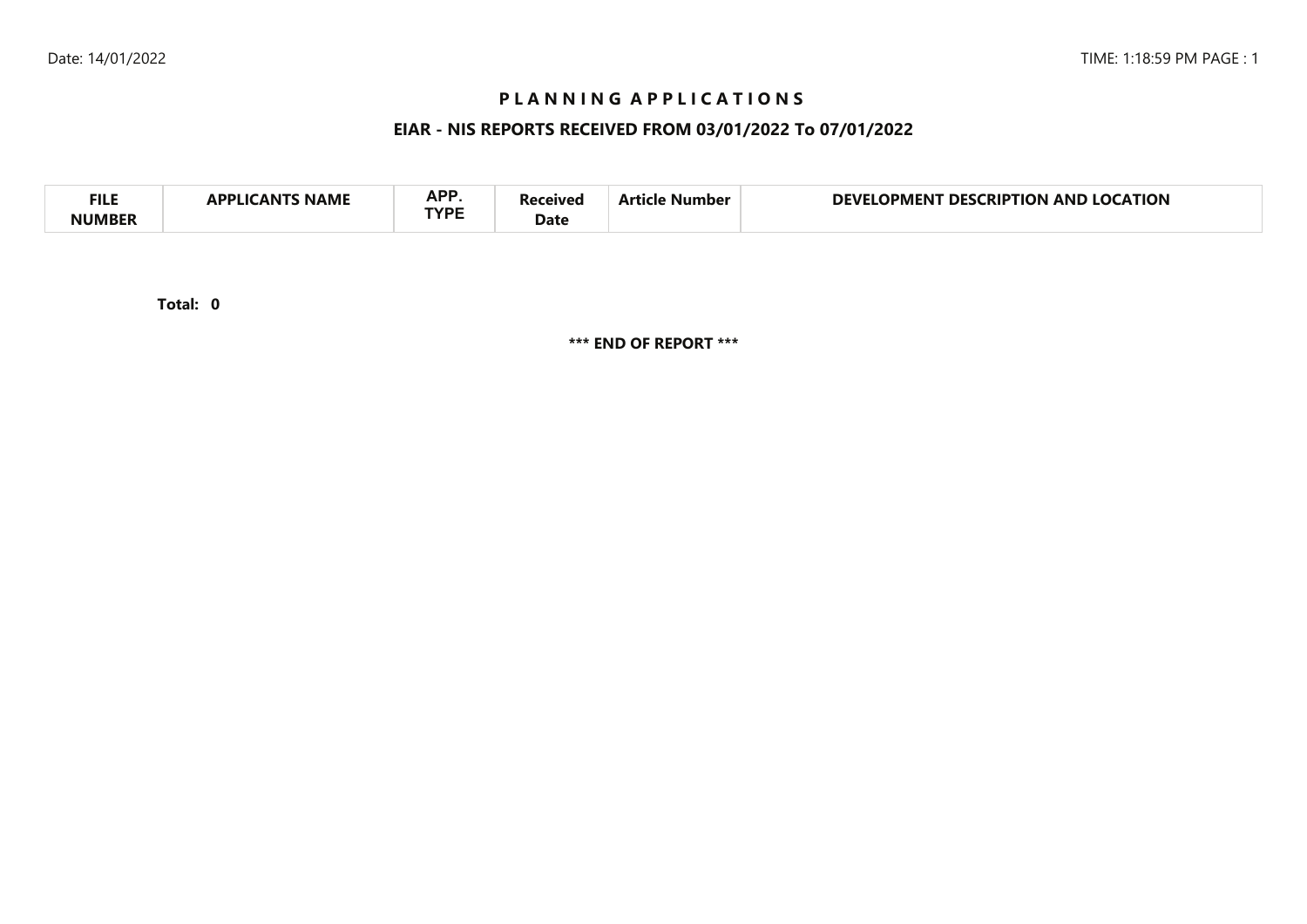# PLANNING APPLICATIONS

## EIAR - NIS REPORTS RECEIVED FROM 03/01/2022 To 07/01/2022

| FILE NUMBER | APPLICANTS NAME | APP. TYPE | Received Date | Article Number | DEVELOPMENT DESCRIPTION AND LOCATION |
|---|---|---|---|---|---|

**Total: 0**

**\*\*\* END OF REPORT \*\*\***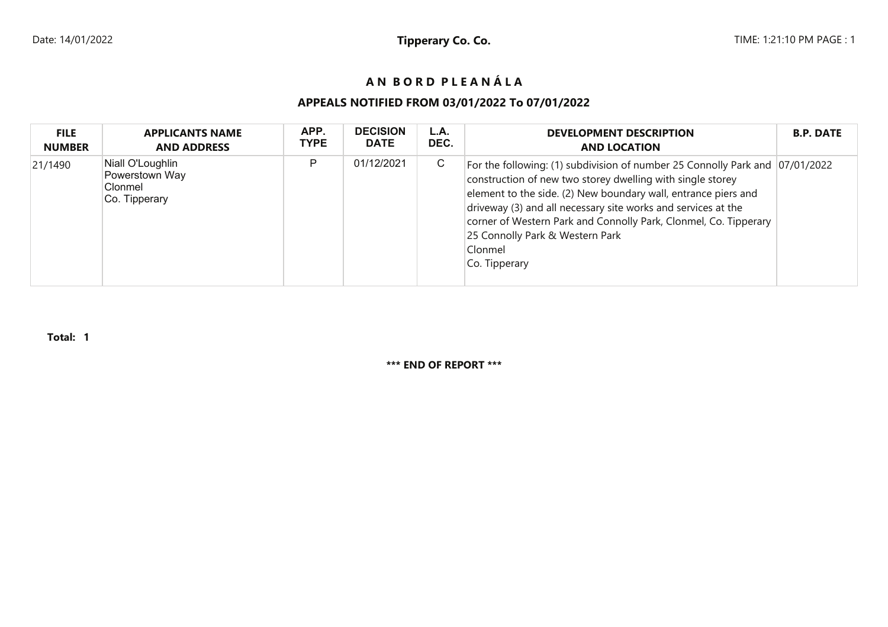# A N B O R D P L E A N Á L A

## APPEALS NOTIFIED FROM 03/01/2022 To 07/01/2022

| FILE NUMBER | APPLICANTS NAME AND ADDRESS | APP. TYPE | DECISION DATE | L.A. DEC. | DEVELOPMENT DESCRIPTION AND LOCATION | B.P. DATE |
|---|---|---|---|---|---|---|
| 21/1490 | Niall O'Loughlin<br>Powerstown Way<br>Clonmel<br>Co. Tipperary | P | 01/12/2021 | C | For the following: (1) subdivision of number 25 Connolly Park and construction of new two storey dwelling with single storey element to the side. (2) New boundary wall, entrance piers and driveway (3) and all necessary site works and services at the corner of Western Park and Connolly Park, Clonmel, Co. Tipperary<br>25 Connolly Park & Western Park<br>Clonmel<br>Co. Tipperary | 07/01/2022 |

**Total: 1**

**\*\*\* END OF REPORT \*\*\***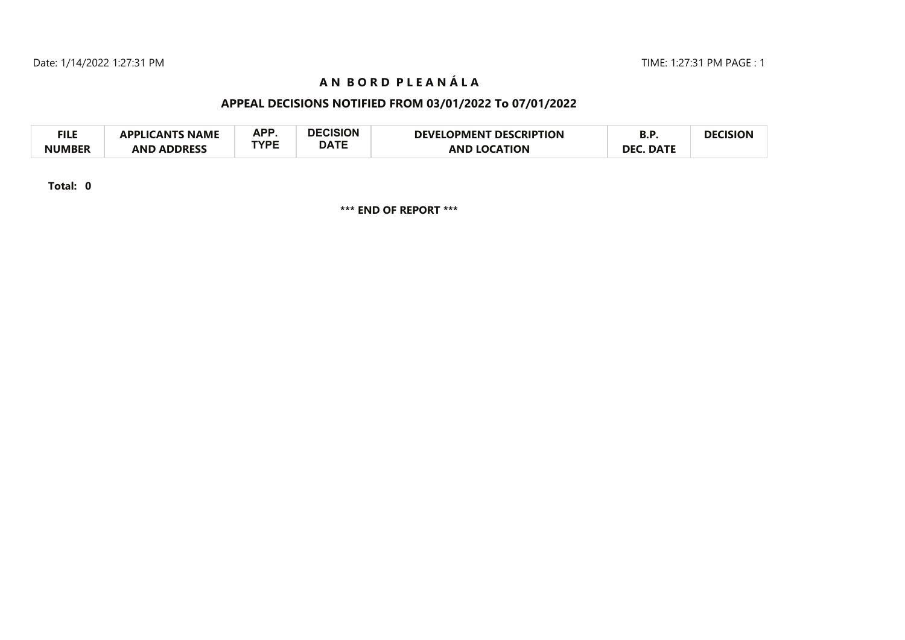# A N B O R D P L E A N Á L A

## APPEAL DECISIONS NOTIFIED FROM 03/01/2022 To 07/01/2022

| FILE NUMBER | APPLICANTS NAME AND ADDRESS | APP. TYPE | DECISION DATE | DEVELOPMENT DESCRIPTION AND LOCATION | B.P. DEC. DATE | DECISION |
|---|---|---|---|---|---|---|

**Total: 0**

**\*\*\* END OF REPORT \*\*\***